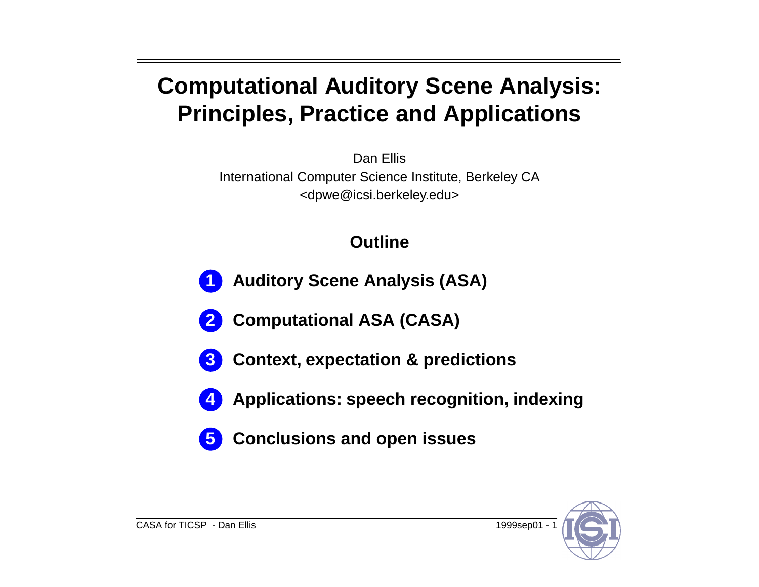# Computational Auditory Scene Analysis: Principles, Practice and Applications

Dan Ellis
International Computer Science Institute, Berkeley CA
<dpwe@icsi.berkeley.edu>

## Outline

1. **Auditory Scene Analysis (ASA)**
2. **Computational ASA (CASA)**
3. **Context, expectation & predictions**
4. **Applications: speech recognition, indexing**
5. **Conclusions and open issues**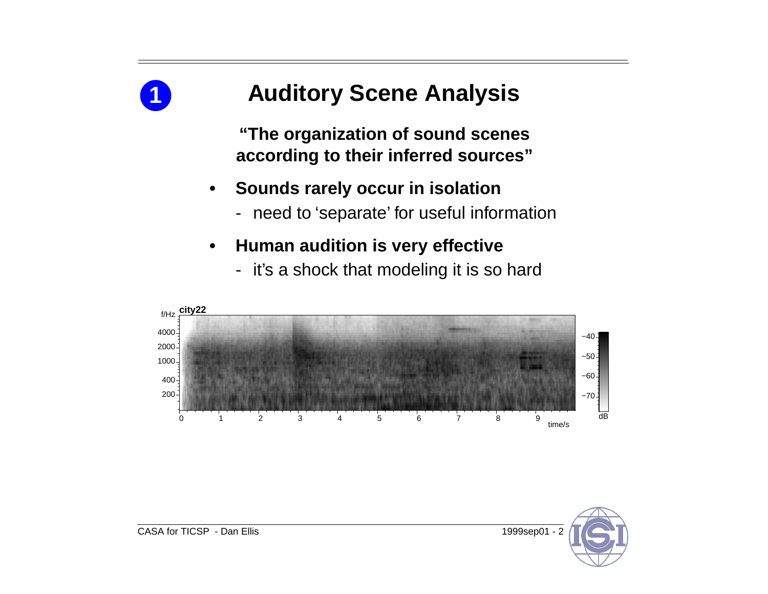# 1 Auditory Scene Analysis

**"The organization of sound scenes according to their inferred sources"**

- **Sounds rarely occur in isolation**
  - need to 'separate' for useful information
- **Human audition is very effective**
  - it's a shock that modeling it is so hard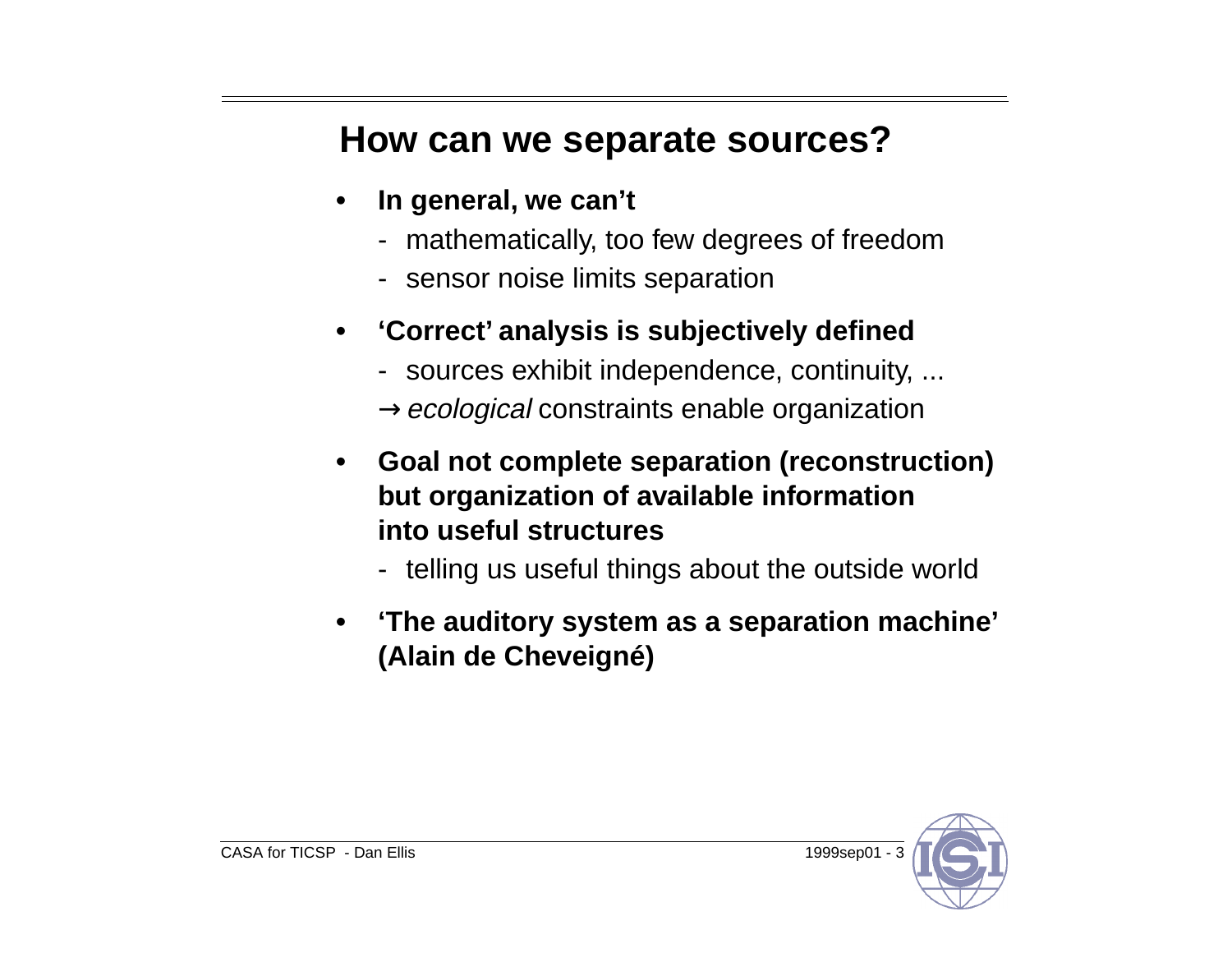## How can we separate sources?

- **In general, we can't**
  - mathematically, too few degrees of freedom
  - sensor noise limits separation
- **'Correct' analysis is subjectively defined**
  - sources exhibit independence, continuity, ...

  → *ecological* constraints enable organization
- **Goal not complete separation (reconstruction) but organization of available information into useful structures**
  - telling us useful things about the outside world
- **'The auditory system as a separation machine' (Alain de Cheveigné)**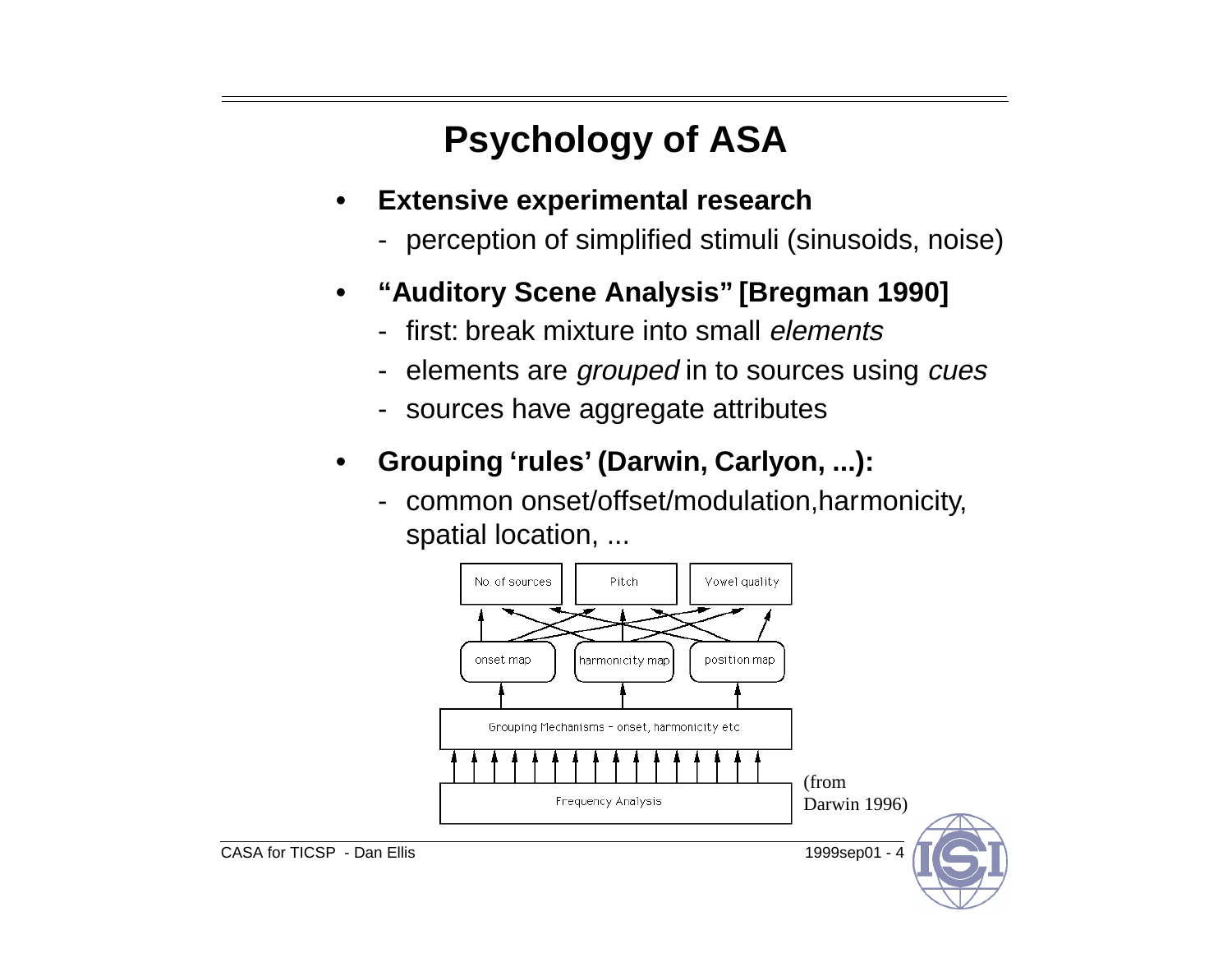# Psychology of ASA

- **Extensive experimental research**
  - perception of simplified stimuli (sinusoids, noise)
- **"Auditory Scene Analysis" [Bregman 1990]**
  - first: break mixture into small *elements*
  - elements are *grouped* in to sources using *cues*
  - sources have aggregate attributes
- **Grouping 'rules' (Darwin, Carlyon, ...):**
  - common onset/offset/modulation,harmonicity, spatial location, ...

No. of sources | Pitch | Vowel quality

onset map | harmonicity map | position map

Grouping Mechanisms - onset, harmonicity etc

Frequency Analysis

(from Darwin 1996)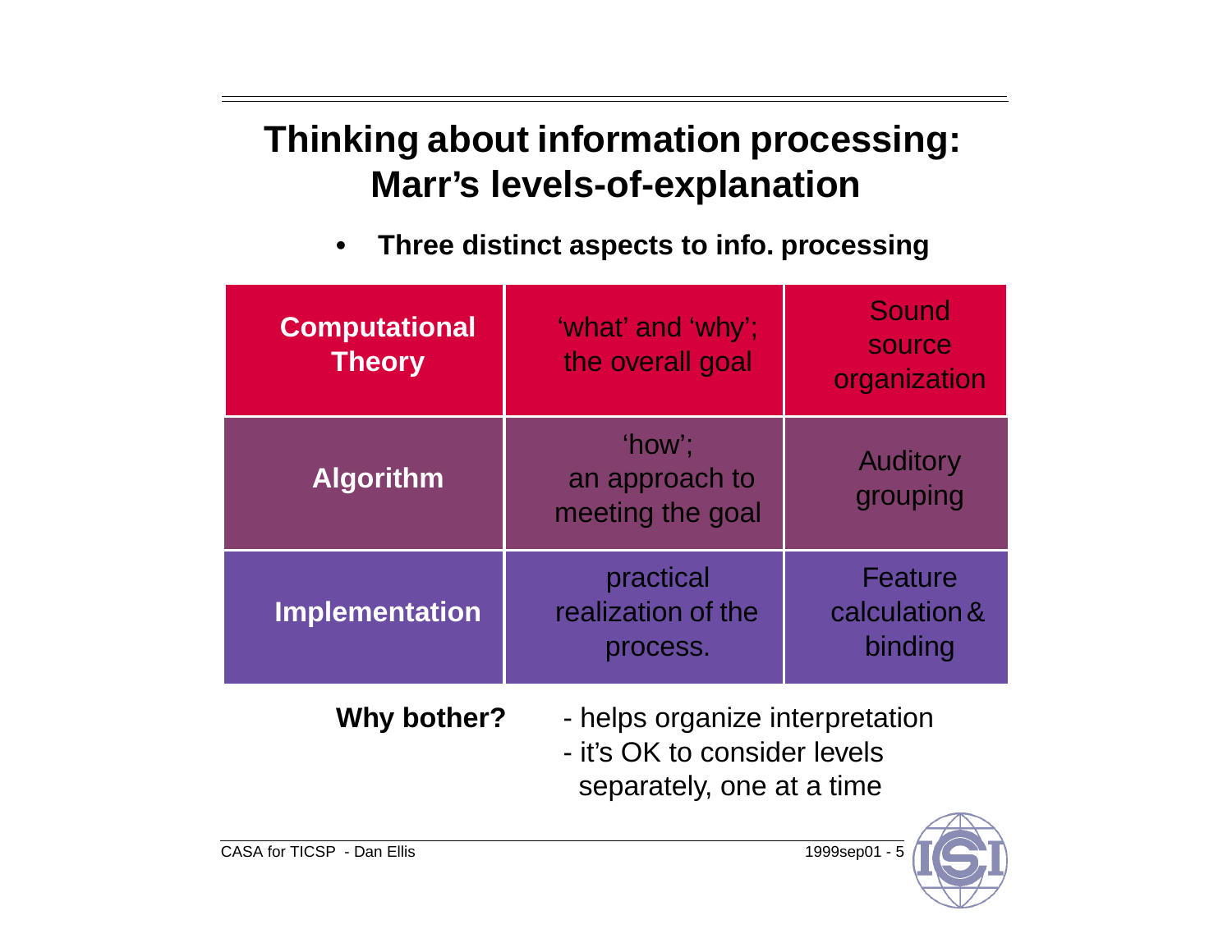# Thinking about information processing: Marr's levels-of-explanation

- **Three distinct aspects to info. processing**

| | | |
|---|---|---|
| **Computational Theory** | 'what' and 'why'; the overall goal | Sound source organization |
| **Algorithm** | 'how'; an approach to meeting the goal | Auditory grouping |
| **Implementation** | practical realization of the process. | Feature calculation & binding |

**Why bother?**
- helps organize interpretation
- it's OK to consider levels separately, one at a time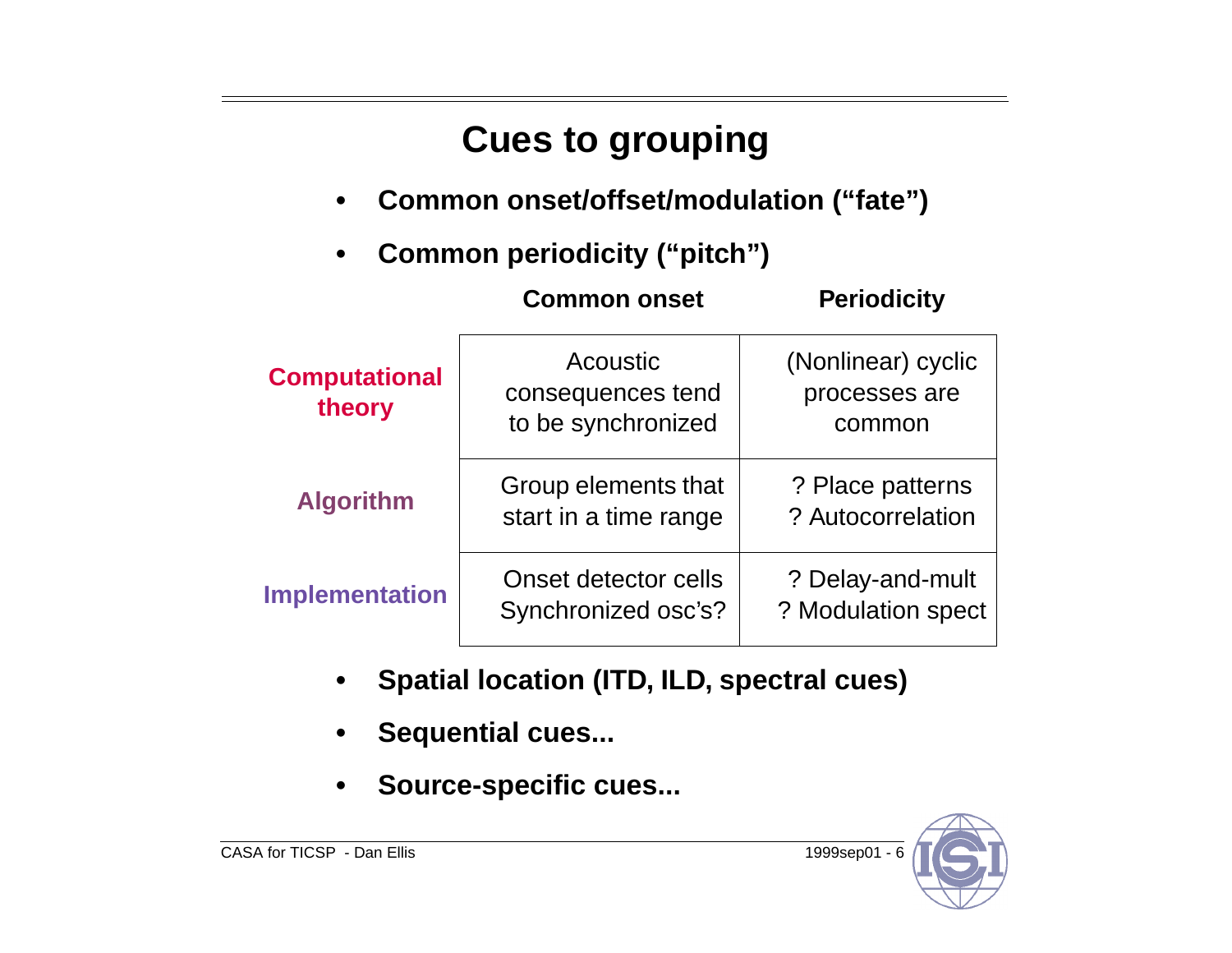# Cues to grouping

- **Common onset/offset/modulation ("fate")**
- **Common periodicity ("pitch")**

| | **Common onset** | **Periodicity** |
|---|---|---|
| **Computational theory** | Acoustic consequences tend to be synchronized | (Nonlinear) cyclic processes are common |
| **Algorithm** | Group elements that start in a time range | ? Place patterns<br>? Autocorrelation |
| **Implementation** | Onset detector cells<br>Synchronized osc's? | ? Delay-and-mult<br>? Modulation spect |

- **Spatial location (ITD, ILD, spectral cues)**
- **Sequential cues...**
- **Source-specific cues...**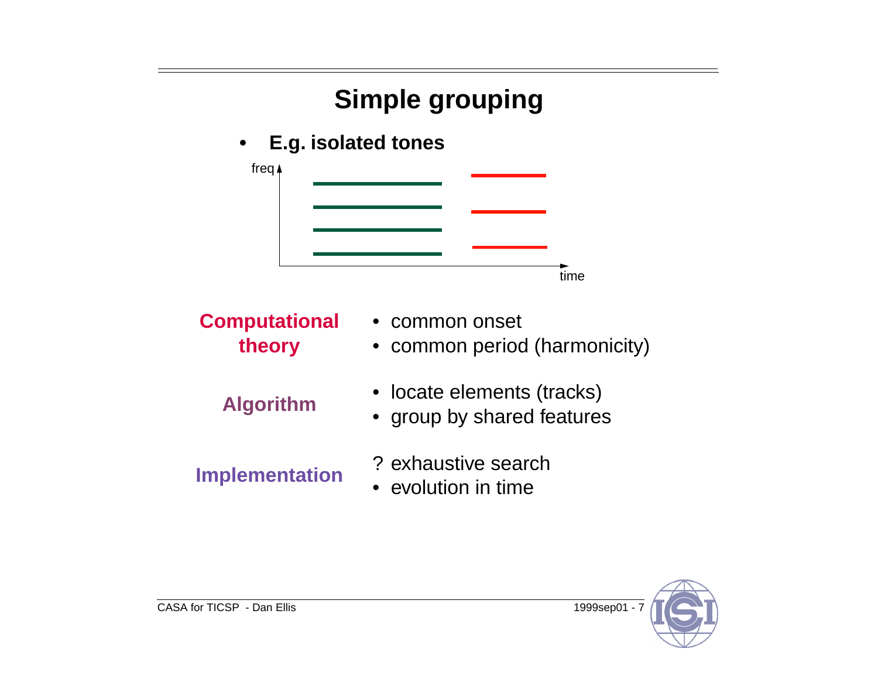# Simple grouping

- **E.g. isolated tones**

freq

time

**Computational theory**

- common onset
- common period (harmonicity)

**Algorithm**

- locate elements (tracks)
- group by shared features

**Implementation**

? exhaustive search

- evolution in time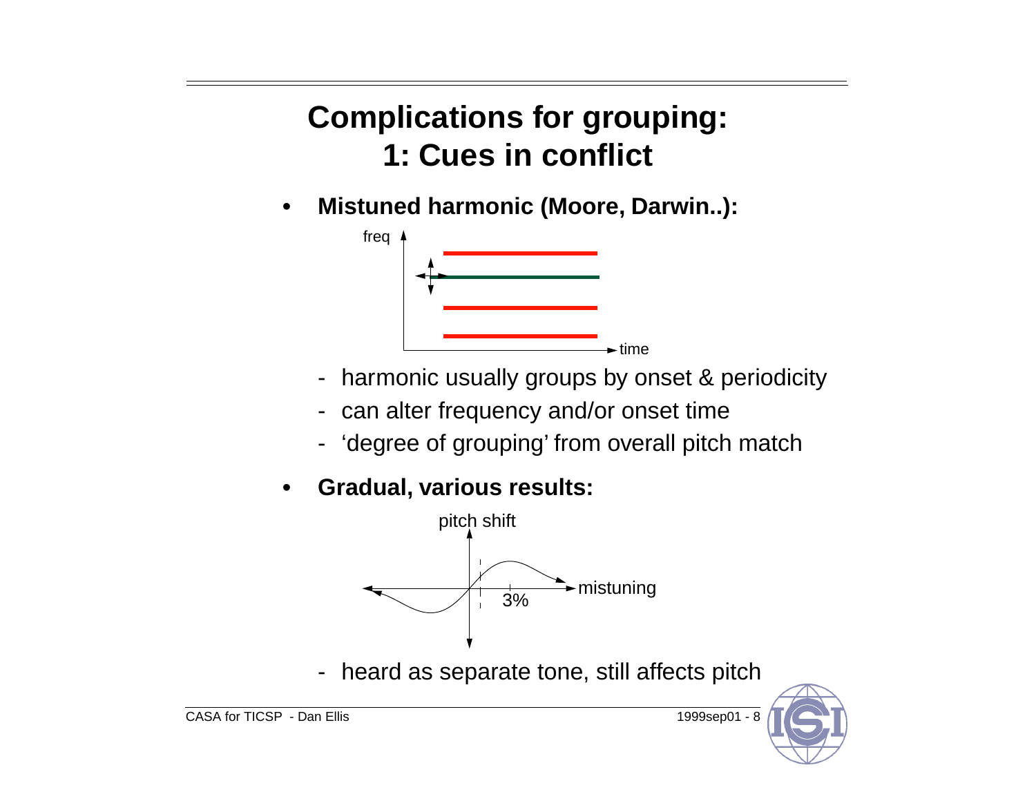# Complications for grouping: 1: Cues in conflict

- **Mistuned harmonic (Moore, Darwin..):**
  - harmonic usually groups by onset & periodicity
  - can alter frequency and/or onset time
  - 'degree of grouping' from overall pitch match
- **Gradual, various results:**
  - heard as separate tone, still affects pitch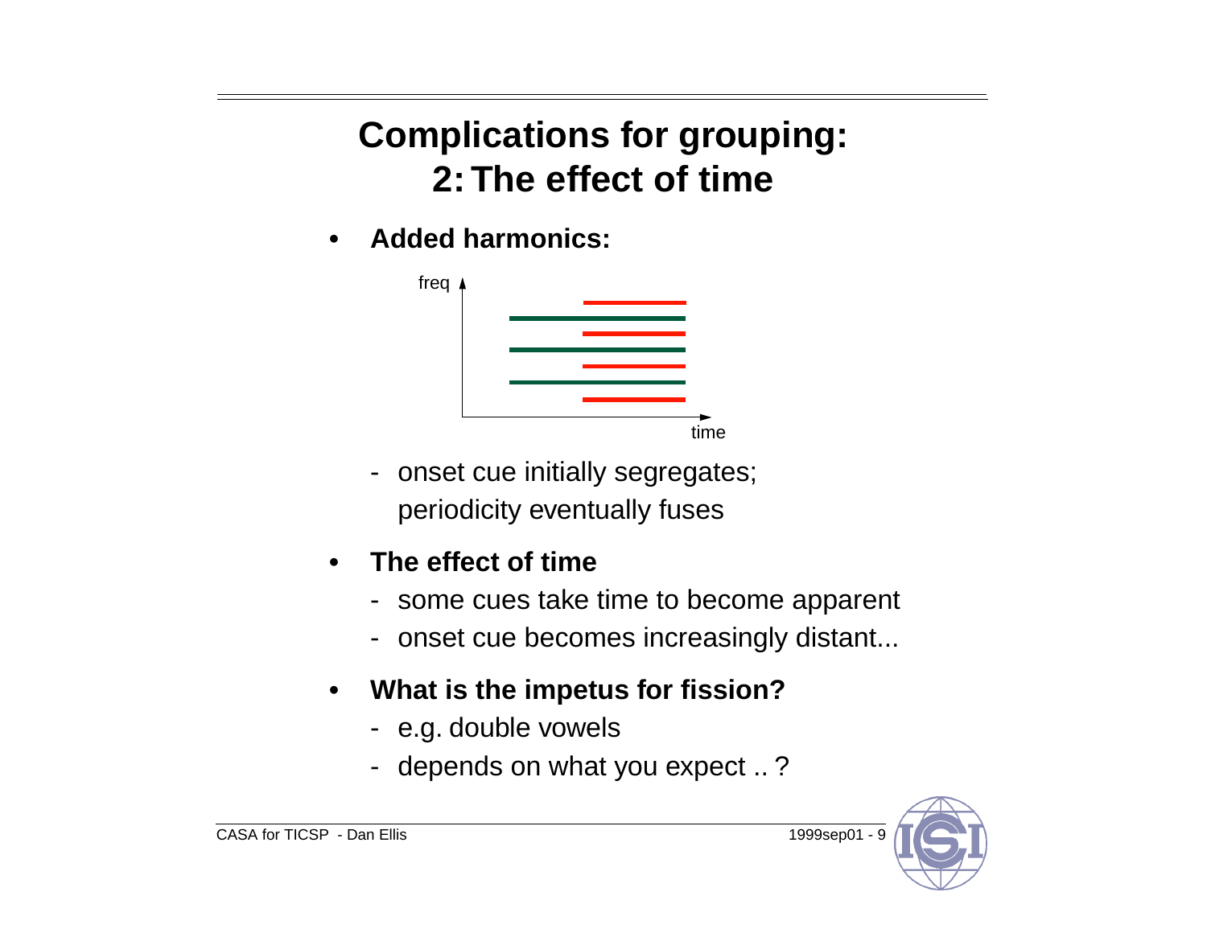# Complications for grouping: 2: The effect of time

- **Added harmonics:**
  - onset cue initially segregates; periodicity eventually fuses
- **The effect of time**
  - some cues take time to become apparent
  - onset cue becomes increasingly distant...
- **What is the impetus for fission?**
  - e.g. double vowels
  - depends on what you expect .. ?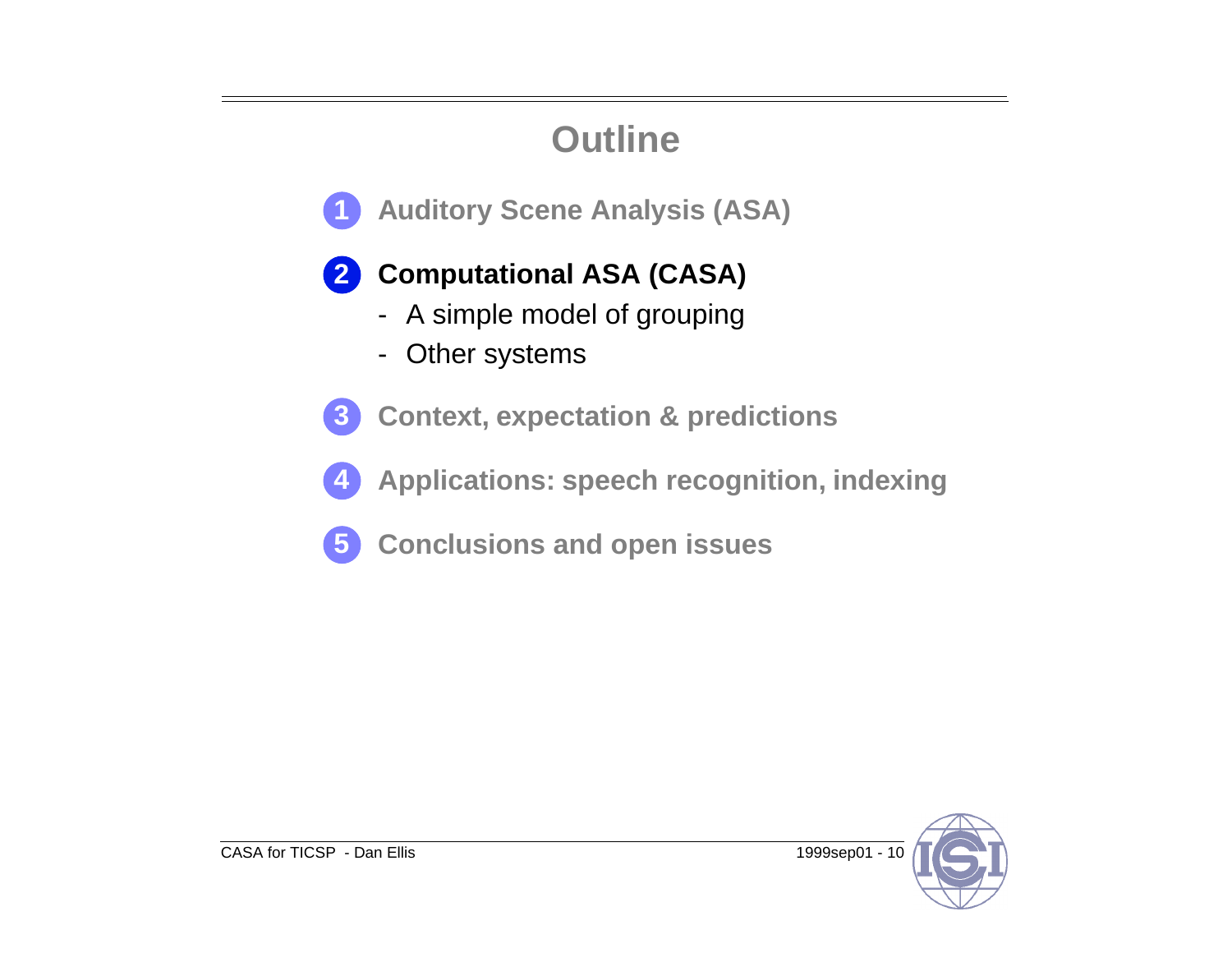# Outline

1. Auditory Scene Analysis (ASA)

2. **Computational ASA (CASA)**
   - A simple model of grouping
   - Other systems

3. Context, expectation & predictions

4. Applications: speech recognition, indexing

5. Conclusions and open issues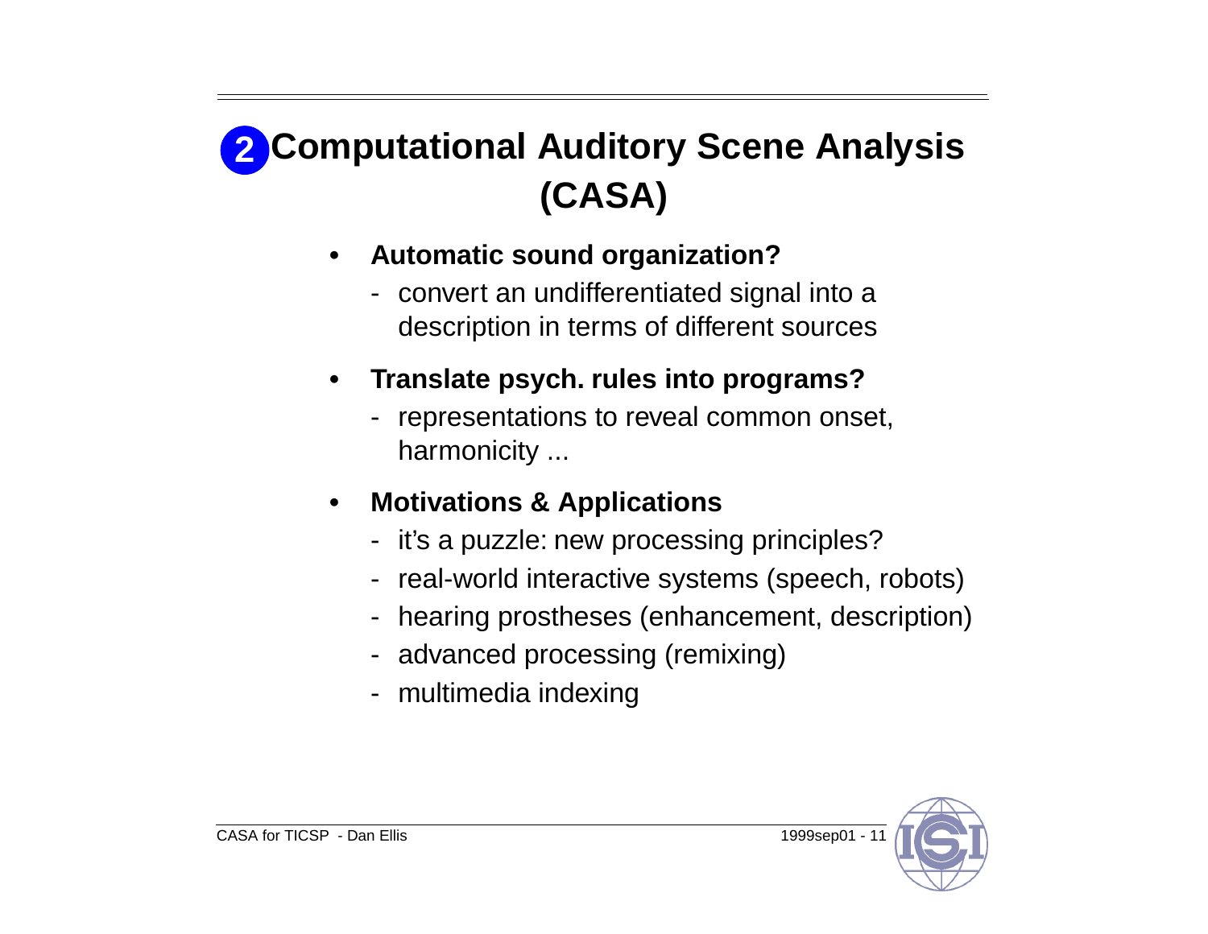# 2 Computational Auditory Scene Analysis (CASA)

- **Automatic sound organization?**
  - convert an undifferentiated signal into a description in terms of different sources
- **Translate psych. rules into programs?**
  - representations to reveal common onset, harmonicity ...
- **Motivations & Applications**
  - it's a puzzle: new processing principles?
  - real-world interactive systems (speech, robots)
  - hearing prostheses (enhancement, description)
  - advanced processing (remixing)
  - multimedia indexing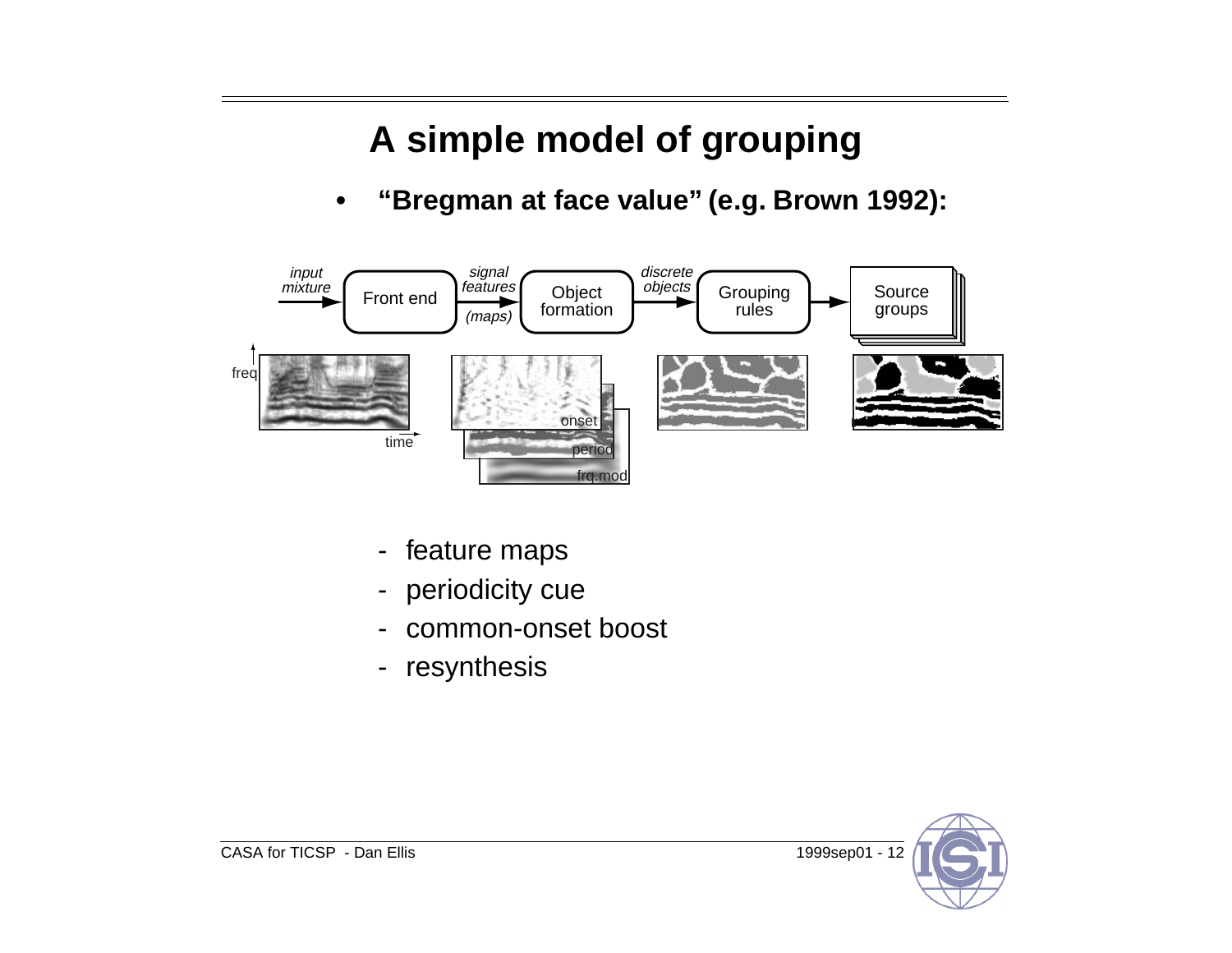# A simple model of grouping

- **“Bregman at face value” (e.g. Brown 1992):**

input mixture → Front end → signal features (maps) → Object formation → discrete objects → Grouping rules → Source groups

freq / time — onset, period, frq.mod

   - feature maps
   - periodicity cue
   - common-onset boost
   - resynthesis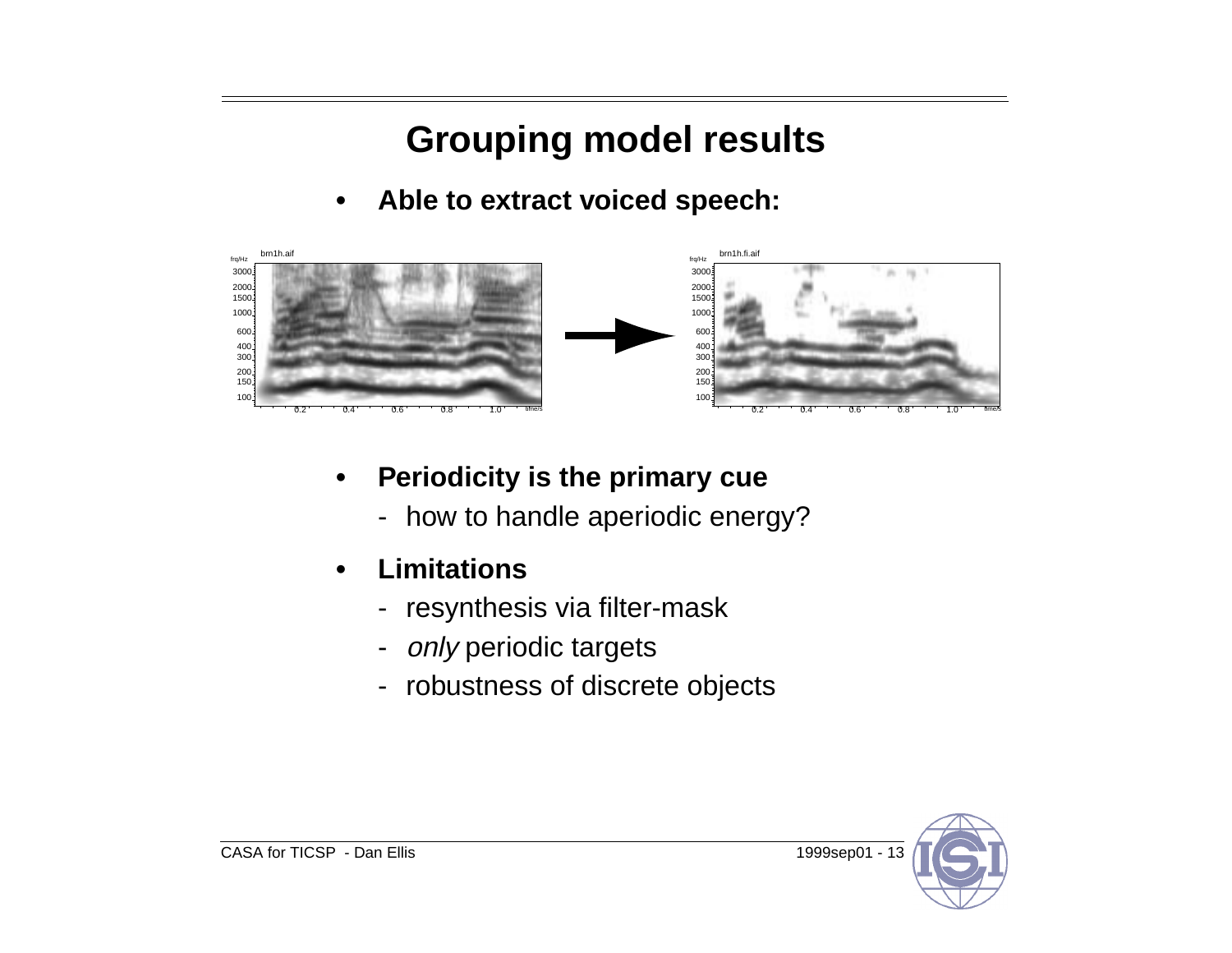# Grouping model results

- **Able to extract voiced speech:**

- **Periodicity is the primary cue**
  - how to handle aperiodic energy?
- **Limitations**
  - resynthesis via filter-mask
  - *only* periodic targets
  - robustness of discrete objects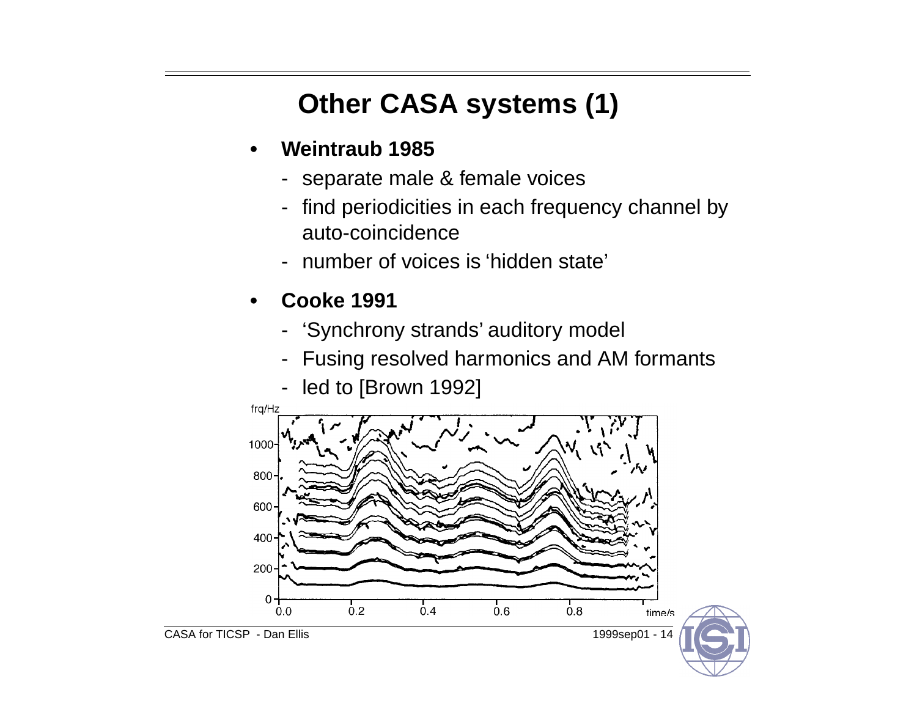# Other CASA systems (1)

- **Weintraub 1985**
  - separate male & female voices
  - find periodicities in each frequency channel by auto-coincidence
  - number of voices is 'hidden state'
- **Cooke 1991**
  - 'Synchrony strands' auditory model
  - Fusing resolved harmonics and AM formants
  - led to [Brown 1992]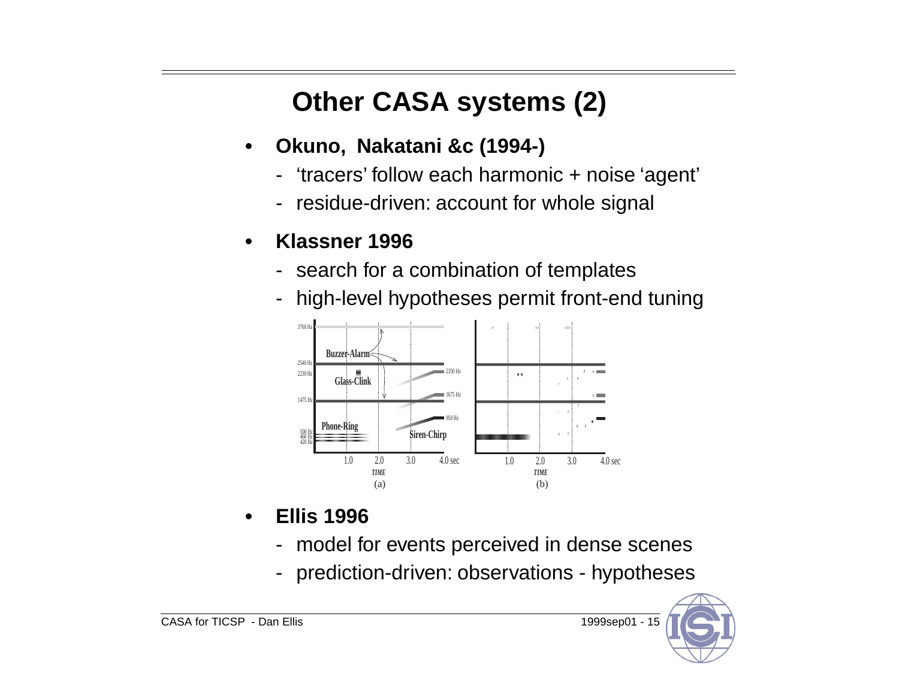# Other CASA systems (2)

- **Okuno, Nakatani &c (1994-)**
  - 'tracers' follow each harmonic + noise 'agent'
  - residue-driven: account for whole signal
- **Klassner 1996**
  - search for a combination of templates
  - high-level hypotheses permit front-end tuning

- **Ellis 1996**
  - model for events perceived in dense scenes
  - prediction-driven: observations - hypotheses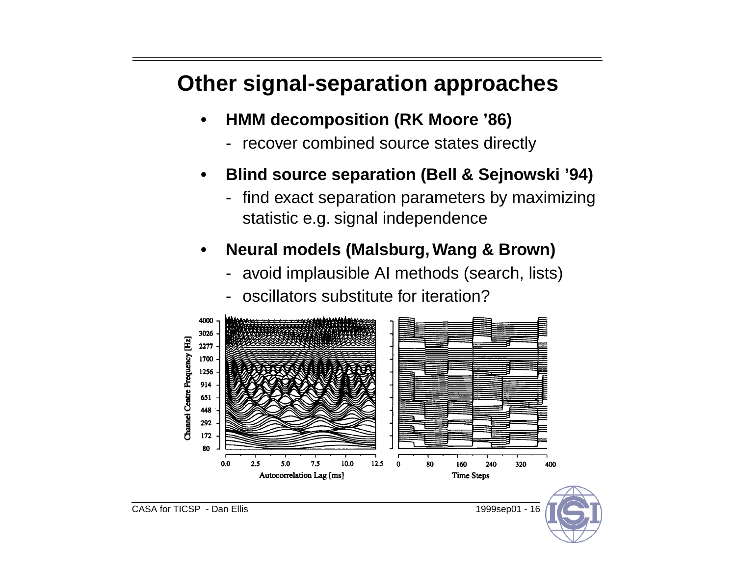# Other signal-separation approaches

- **HMM decomposition (RK Moore '86)**
  - recover combined source states directly
- **Blind source separation (Bell & Sejnowski '94)**
  - find exact separation parameters by maximizing statistic e.g. signal independence
- **Neural models (Malsburg, Wang & Brown)**
  - avoid implausible AI methods (search, lists)
  - oscillators substitute for iteration?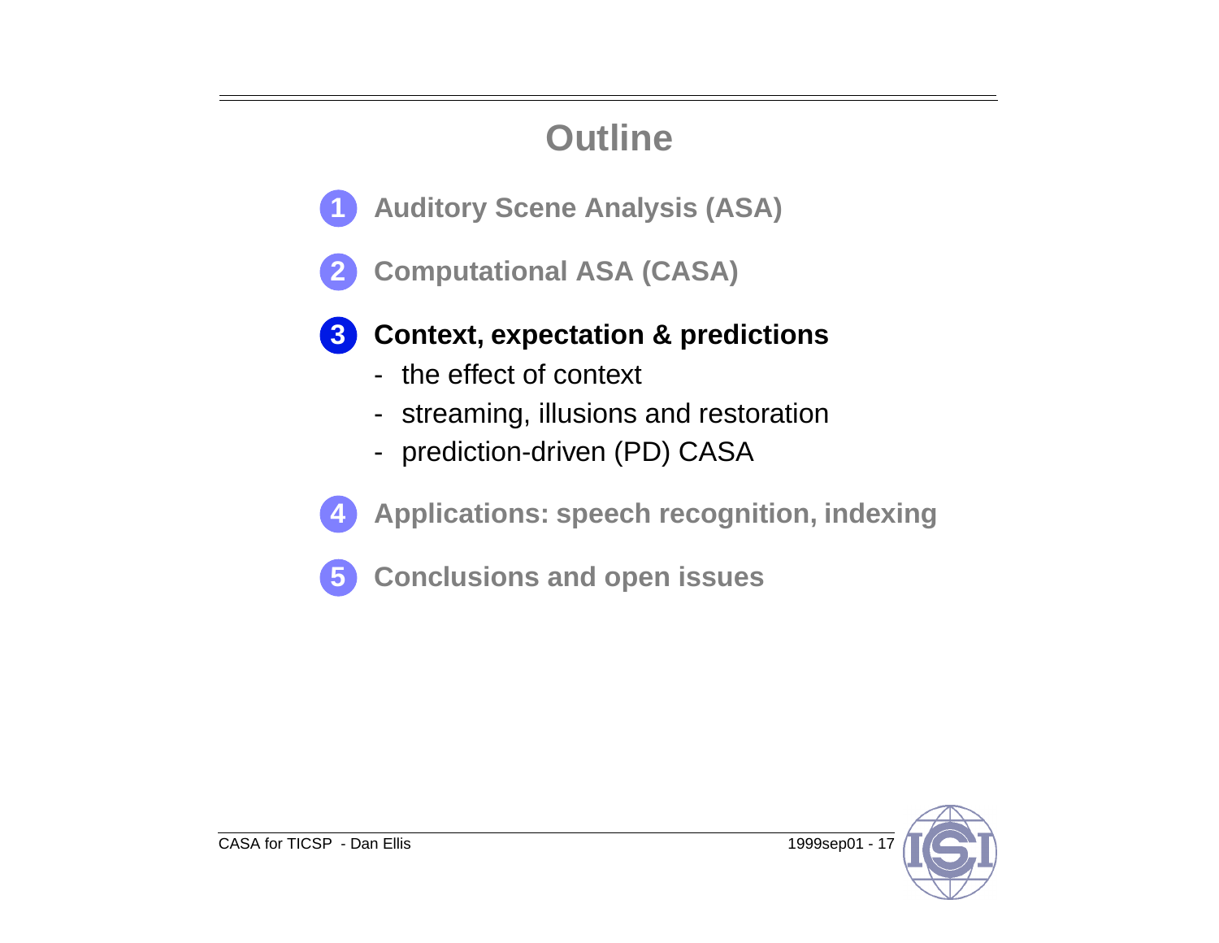# Outline

1. **Auditory Scene Analysis (ASA)**

2. **Computational ASA (CASA)**

3. **Context, expectation & predictions**
   - the effect of context
   - streaming, illusions and restoration
   - prediction-driven (PD) CASA

4. **Applications: speech recognition, indexing**

5. **Conclusions and open issues**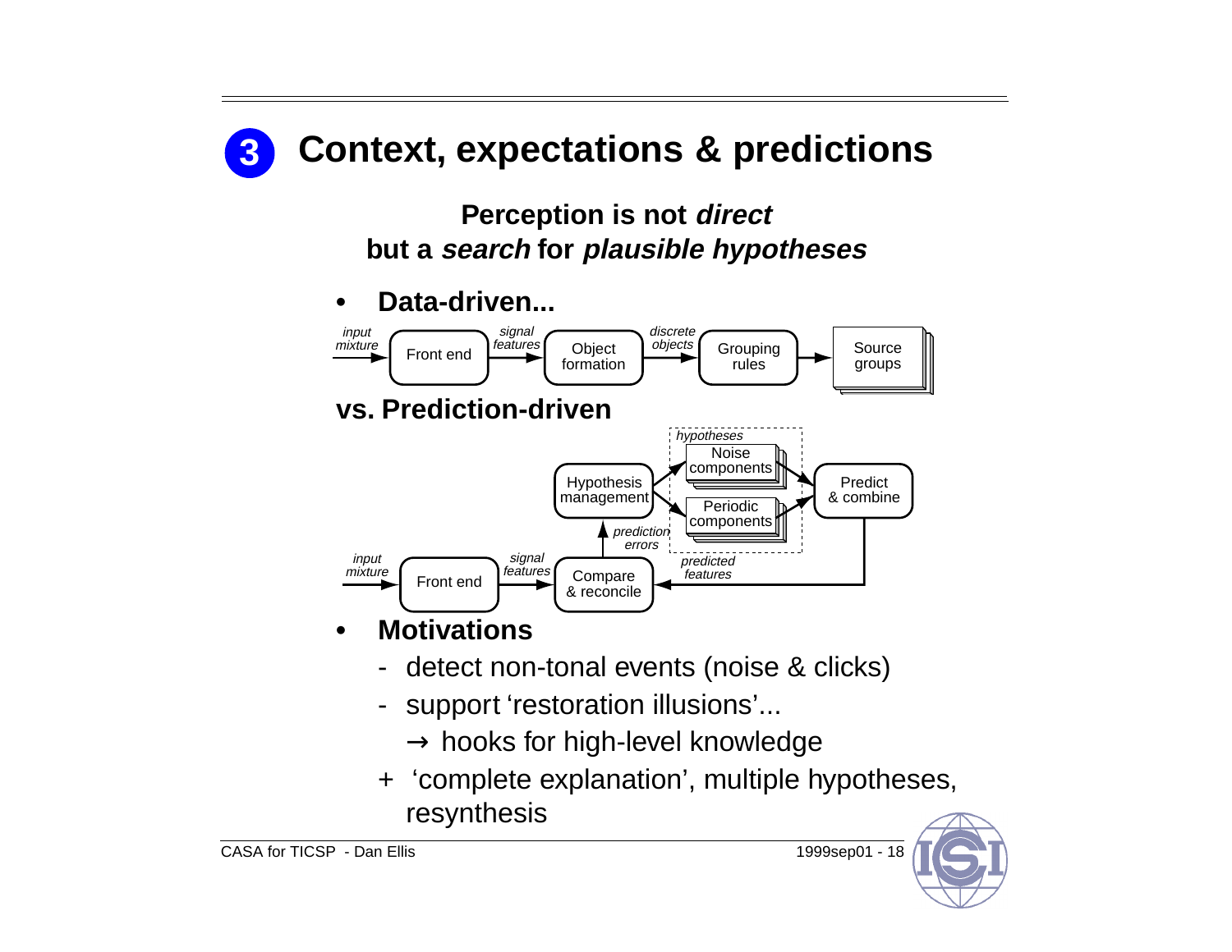# 3 Context, expectations & predictions

**Perception is not *direct***
**but a *search* for *plausible hypotheses***

- **Data-driven...**

*input mixture* → Front end → *signal features* → Object formation → *discrete objects* → Grouping rules → Source groups

**vs. Prediction-driven**

*input mixture* → Front end → *signal features* → Compare & reconcile → *prediction errors* → Hypothesis management → *hypotheses*: Noise components, Periodic components → Predict & combine → *predicted features* → Compare & reconcile

- **Motivations**
  - detect non-tonal events (noise & clicks)
  - support 'restoration illusions'...
    → hooks for high-level knowledge
  - \+ 'complete explanation', multiple hypotheses, resynthesis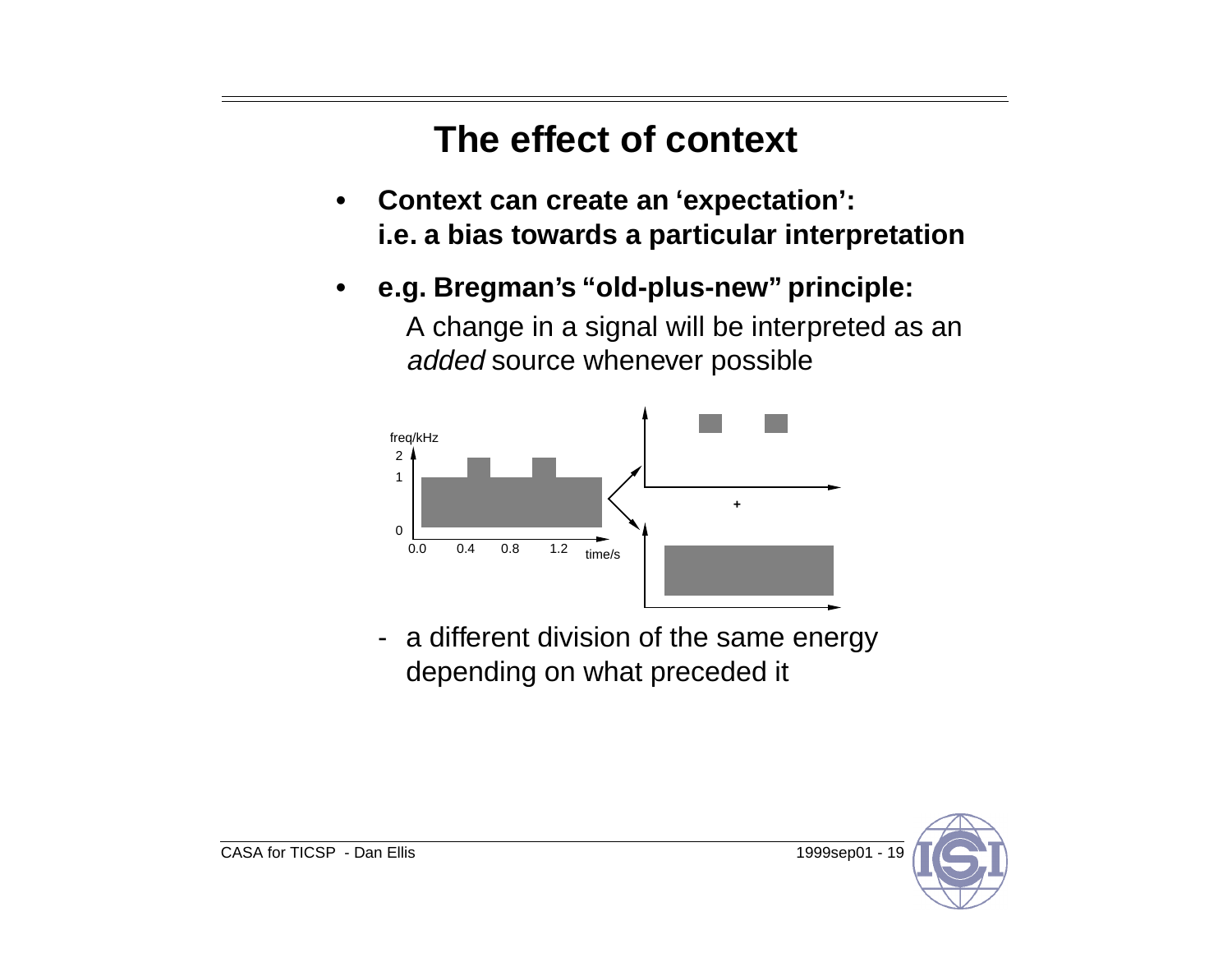# The effect of context

- **Context can create an 'expectation': i.e. a bias towards a particular interpretation**
- **e.g. Bregman's "old-plus-new" principle:**

  A change in a signal will be interpreted as an *added* source whenever possible

freq/kHz
2
1
0
0.0 0.4 0.8 1.2 time/s

+

- a different division of the same energy depending on what preceded it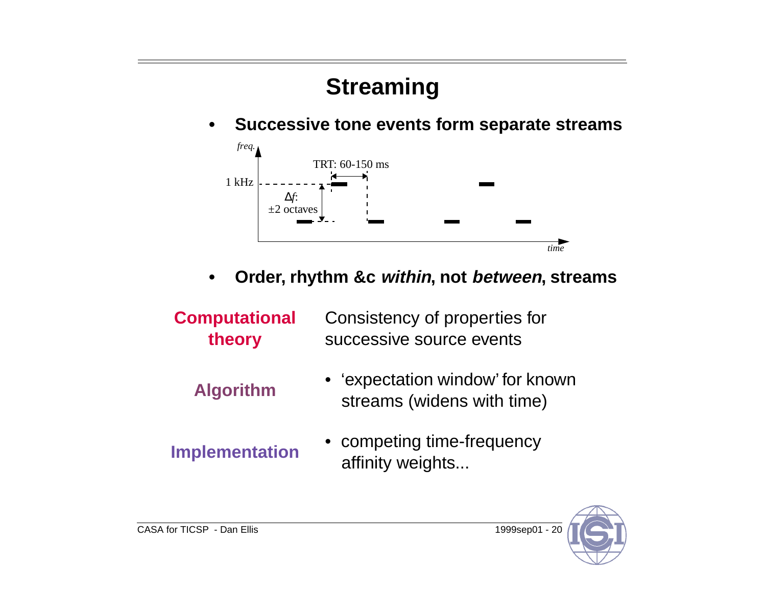# Streaming

- **Successive tone events form separate streams**

*freq.*

TRT: 60-150 ms

1 kHz

$\Delta f$:
±2 octaves

*time*

- **Order, rhythm &c *within*, not *between*, streams**

| | |
|---|---|
| **Computational theory** | Consistency of properties for successive source events |
| **Algorithm** | • 'expectation window' for known streams (widens with time) |
| **Implementation** | • competing time-frequency affinity weights... |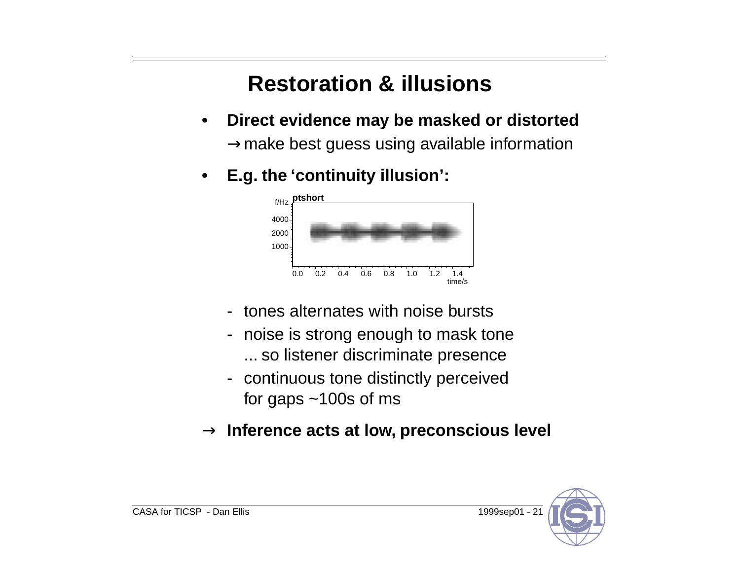# Restoration & illusions

- **Direct evidence may be masked or distorted**
  → make best guess using available information
- **E.g. the 'continuity illusion':**
  - tones alternates with noise bursts
  - noise is strong enough to mask tone
    ... so listener discriminate presence
  - continuous tone distinctly perceived
    for gaps ~100s of ms

→ **Inference acts at low, preconscious level**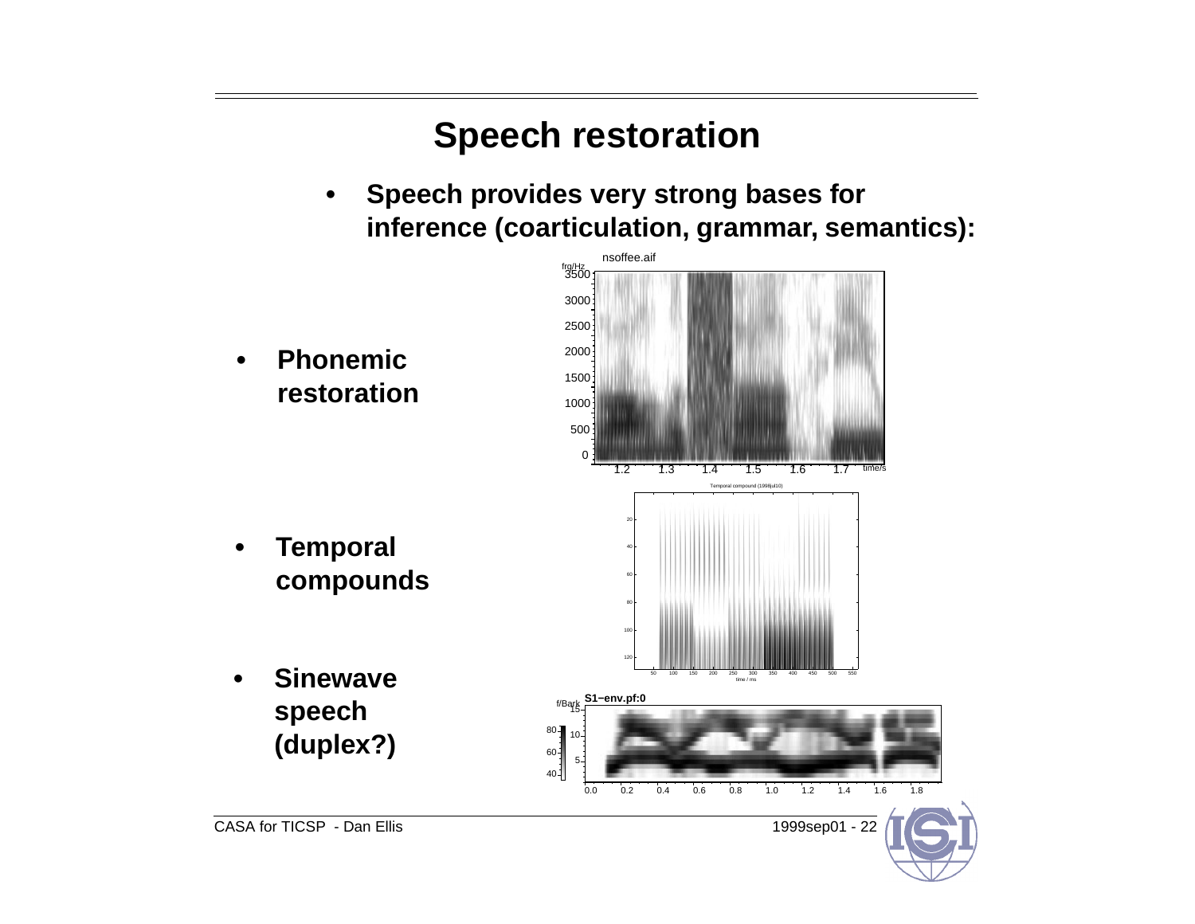# Speech restoration

- **Speech provides very strong bases for inference (coarticulation, grammar, semantics):**

- **Phonemic restoration**

- **Temporal compounds**

- **Sinewave speech (duplex?)**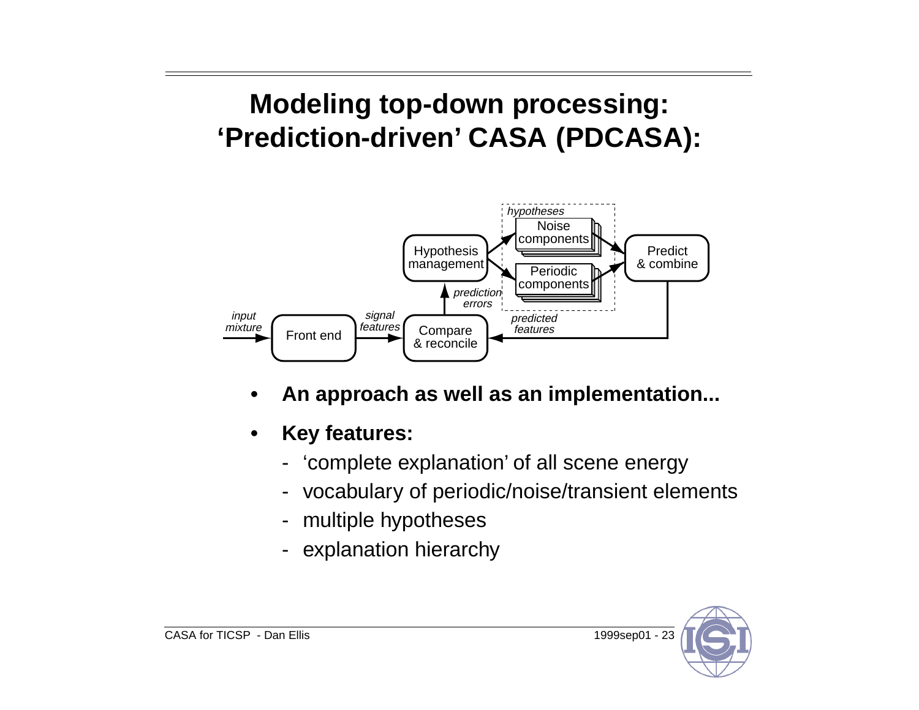# Modeling top-down processing: 'Prediction-driven' CASA (PDCASA):

- **An approach as well as an implementation...**
- **Key features:**
  - 'complete explanation' of all scene energy
  - vocabulary of periodic/noise/transient elements
  - multiple hypotheses
  - explanation hierarchy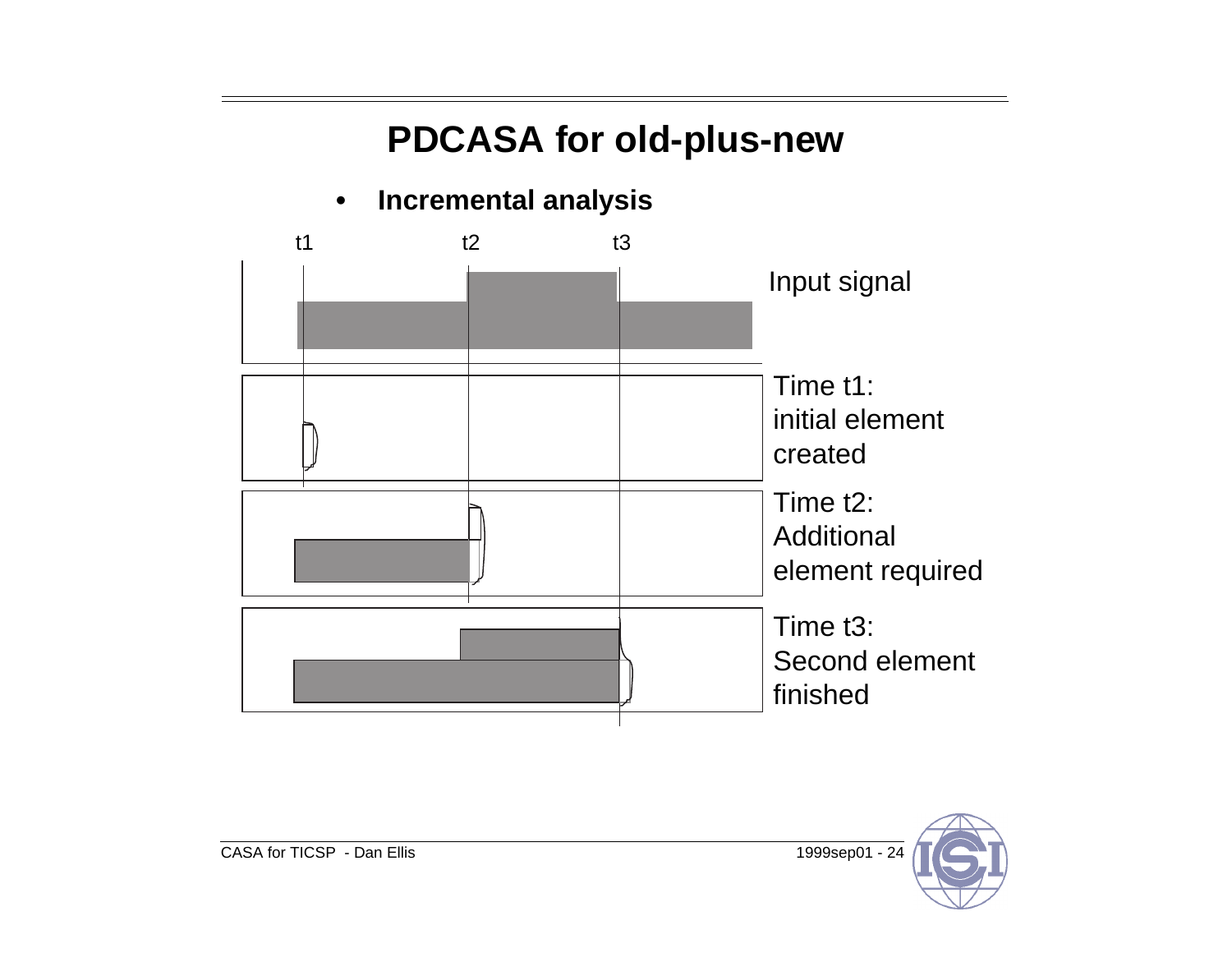# PDCASA for old-plus-new

- **Incremental analysis**

t1 t2 t3

Input signal

Time t1:
initial element
created

Time t2:
Additional
element required

Time t3:
Second element
finished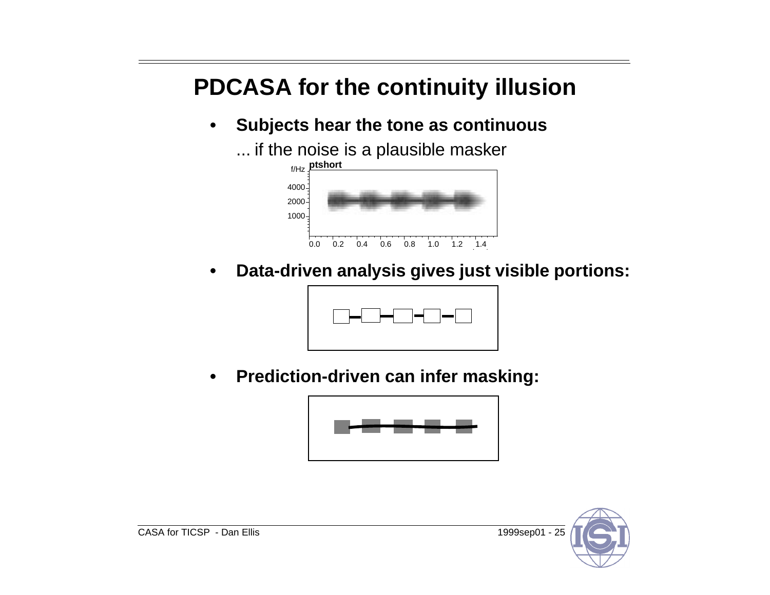# PDCASA for the continuity illusion

- **Subjects hear the tone as continuous**

  ... if the noise is a plausible masker

- **Data-driven analysis gives just visible portions:**

- **Prediction-driven can infer masking:**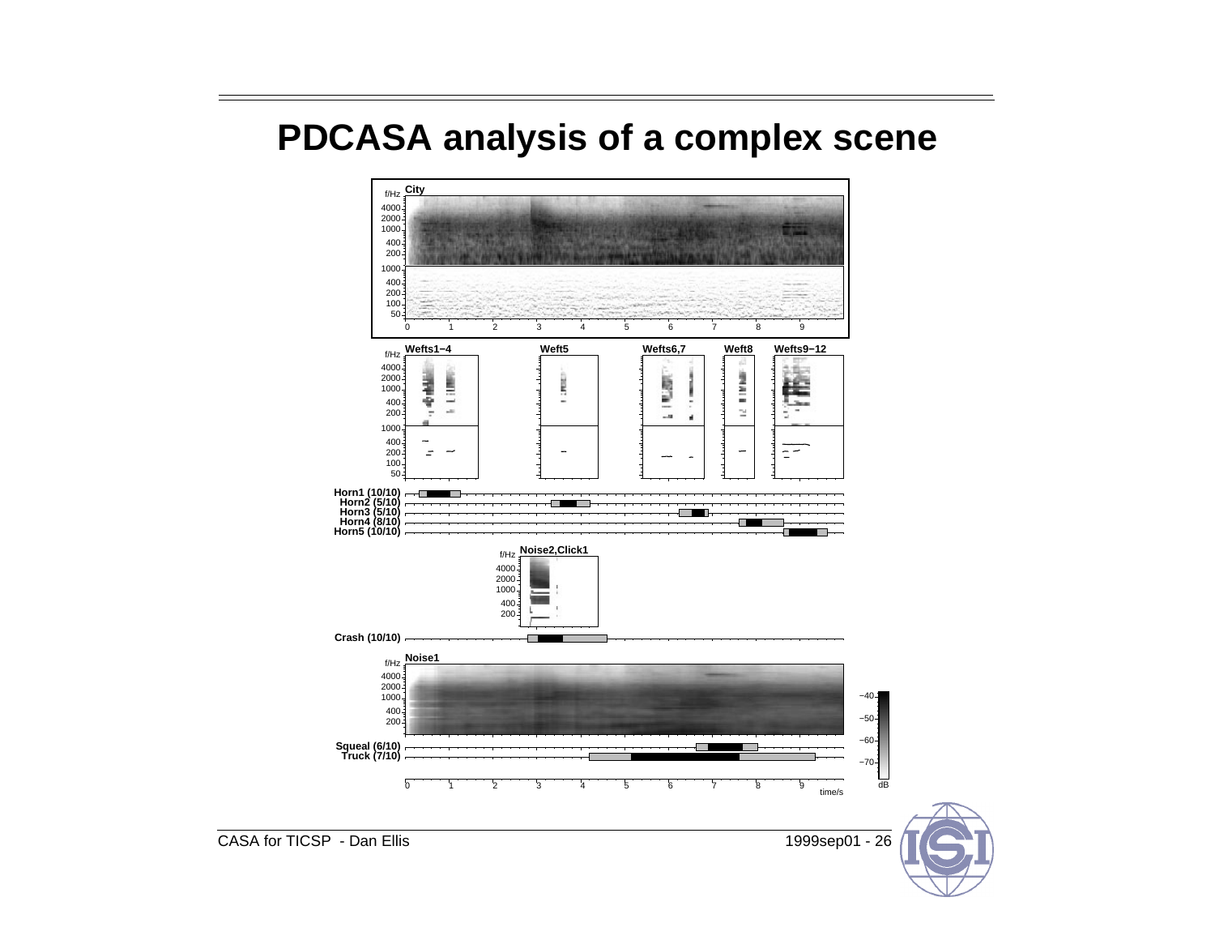# PDCASA analysis of a complex scene

City

Wefts1−4 | Weft5 | Wefts6,7 | Weft8 | Wefts9−12

Horn1 (10/10)
Horn2 (5/10)
Horn3 (5/10)
Horn4 (8/10)
Horn5 (10/10)

Noise2,Click1

Crash (10/10)

Noise1

Squeal (6/10)
Truck (7/10)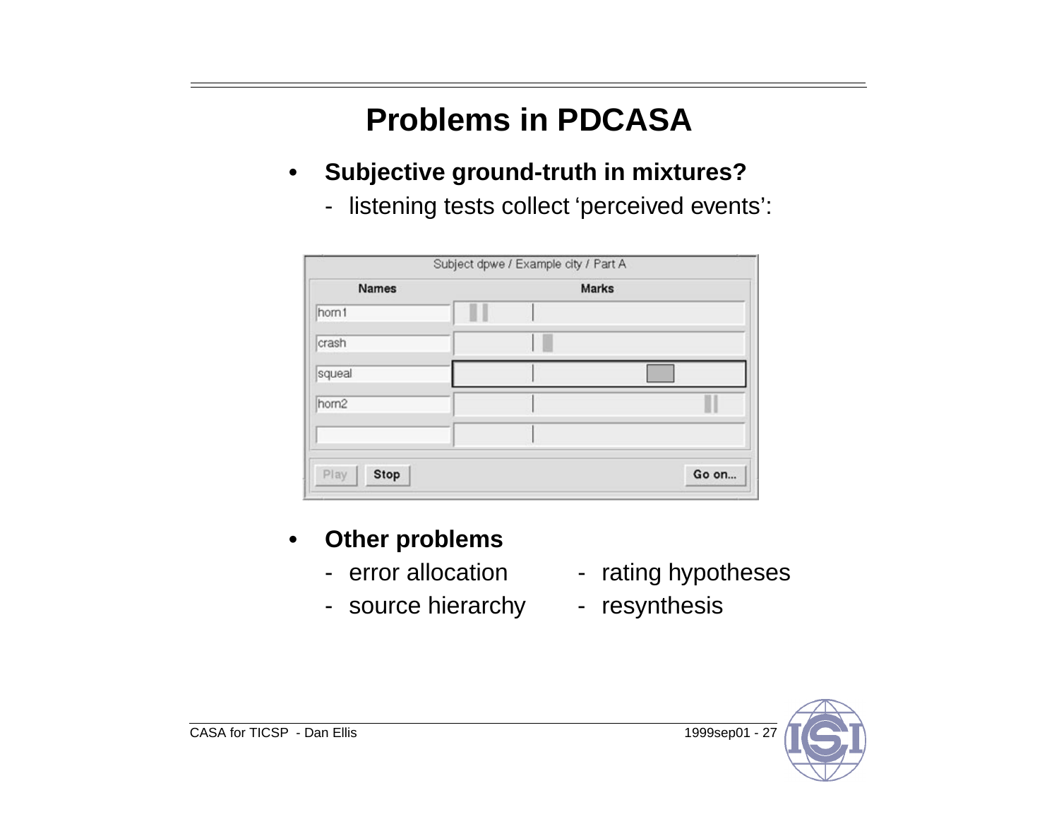# Problems in PDCASA

- **Subjective ground-truth in mixtures?**
  - listening tests collect 'perceived events':

Subject dpwe / Example city / Part A

| Names | Marks |
|---|---|
| horn1 | |
| crash | |
| squeal | |
| horn2 | |
| | |

Play  Stop  Go on...

- **Other problems**
  - error allocation
  - source hierarchy
  - rating hypotheses
  - resynthesis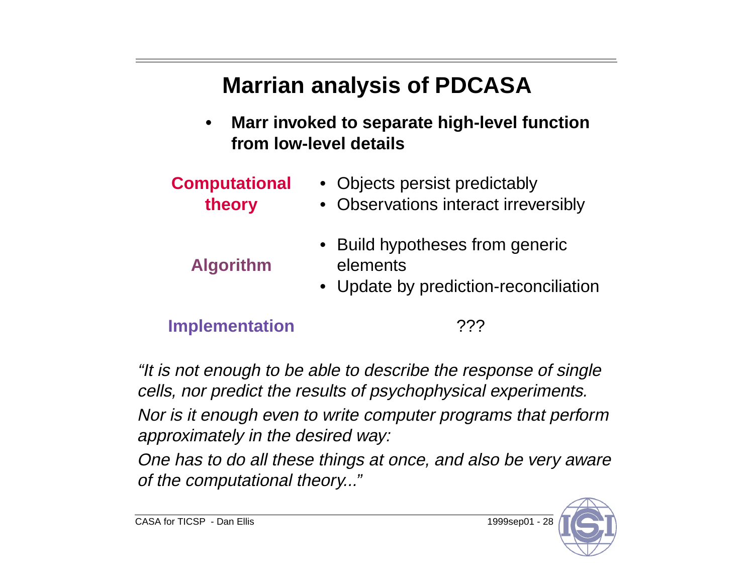# Marrian analysis of PDCASA

- **Marr invoked to separate high-level function from low-level details**

| | |
|---|---|
| **Computational theory** | • Objects persist predictably<br>• Observations interact irreversibly |
| **Algorithm** | • Build hypotheses from generic elements<br>• Update by prediction-reconciliation |
| **Implementation** | ??? |

*"It is not enough to be able to describe the response of single cells, nor predict the results of psychophysical experiments.*

*Nor is it enough even to write computer programs that perform approximately in the desired way:*

*One has to do all these things at once, and also be very aware of the computational theory..."*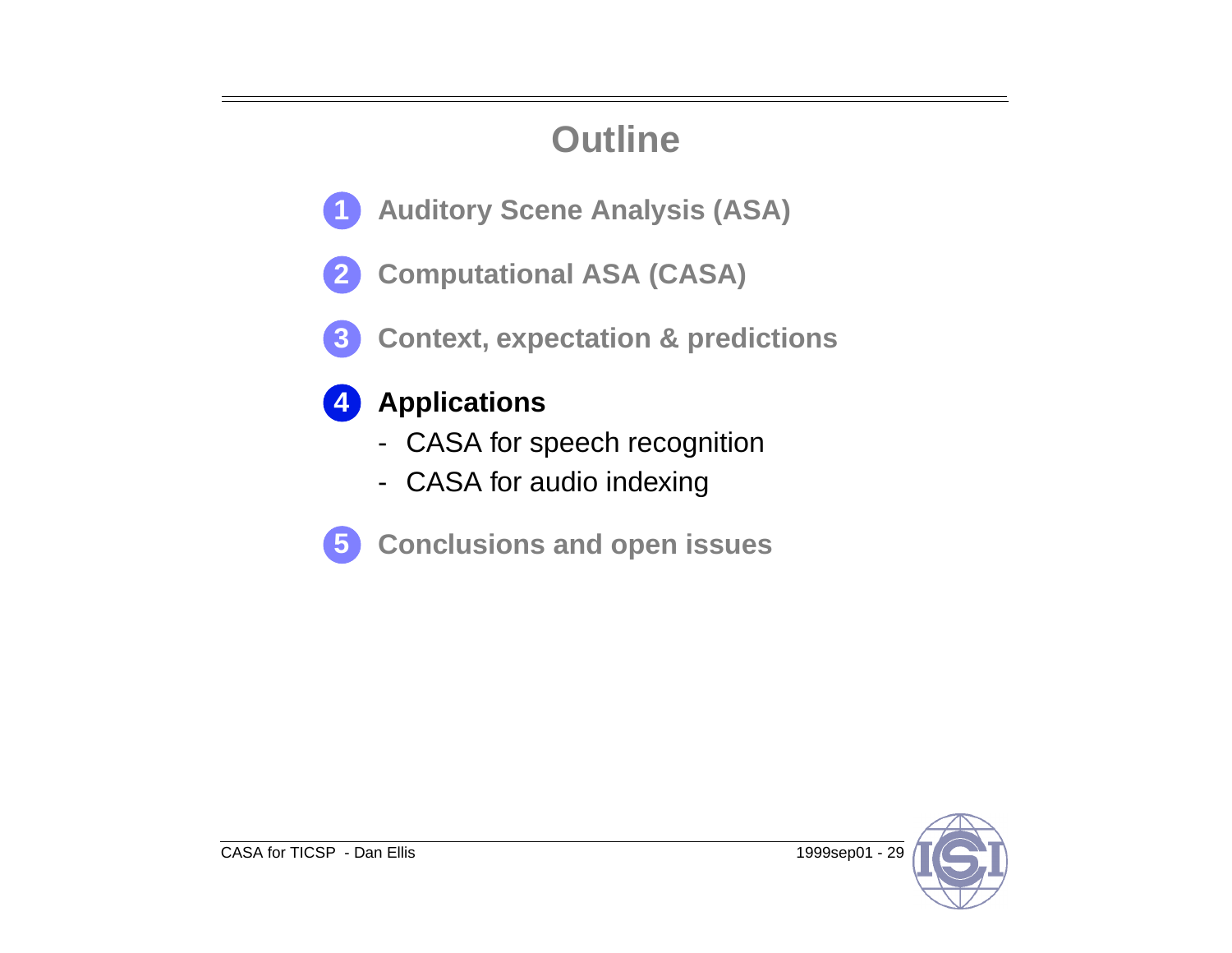# Outline

1. **Auditory Scene Analysis (ASA)**
2. **Computational ASA (CASA)**
3. **Context, expectation & predictions**
4. **Applications**
   - CASA for speech recognition
   - CASA for audio indexing
5. **Conclusions and open issues**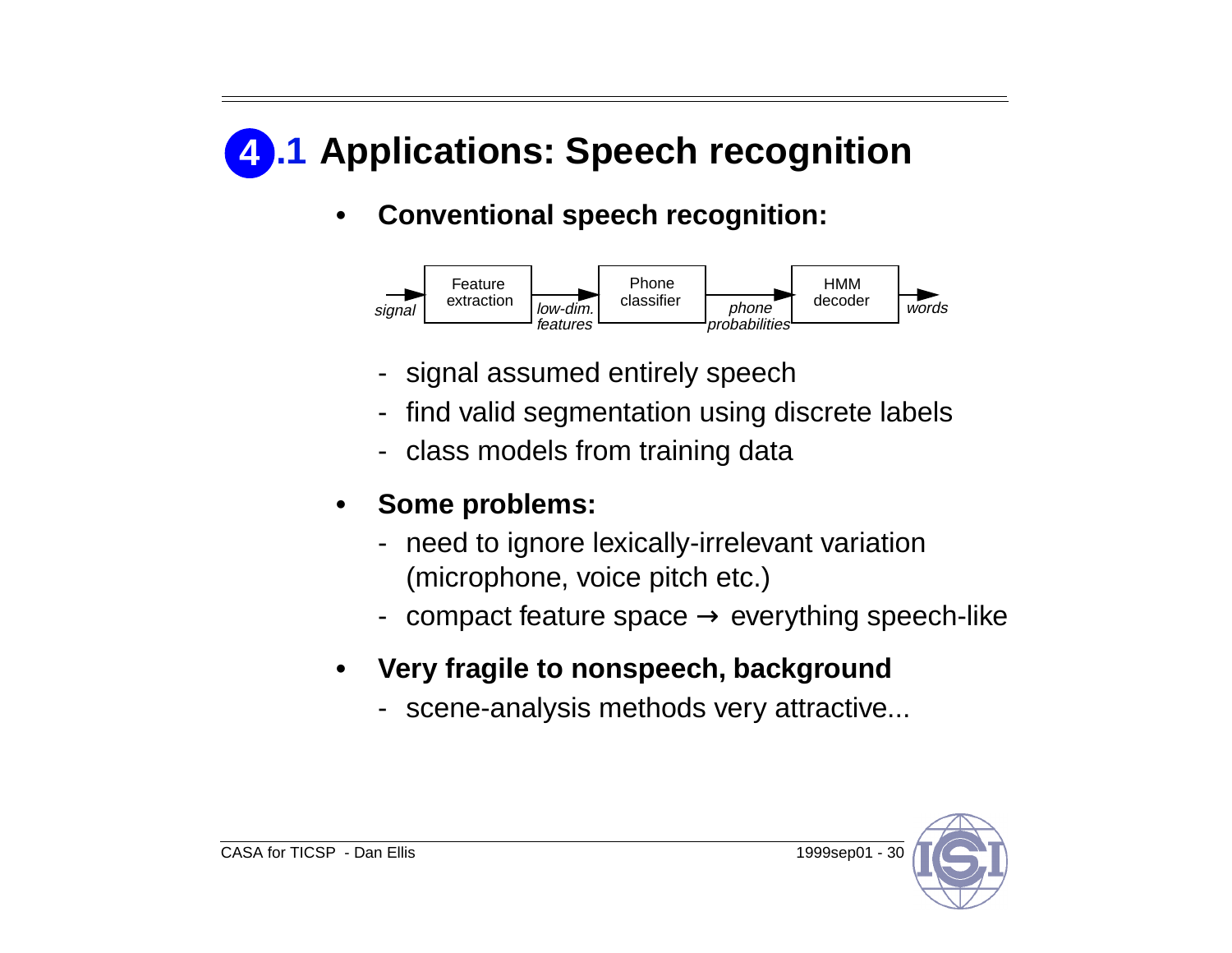# 4.1 Applications: Speech recognition

- **Conventional speech recognition:**

  signal → Feature extraction → low-dim. features → Phone classifier → phone probabilities → HMM decoder → words

  - signal assumed entirely speech
  - find valid segmentation using discrete labels
  - class models from training data

- **Some problems:**
  - need to ignore lexically-irrelevant variation (microphone, voice pitch etc.)
  - compact feature space → everything speech-like

- **Very fragile to nonspeech, background**
  - scene-analysis methods very attractive...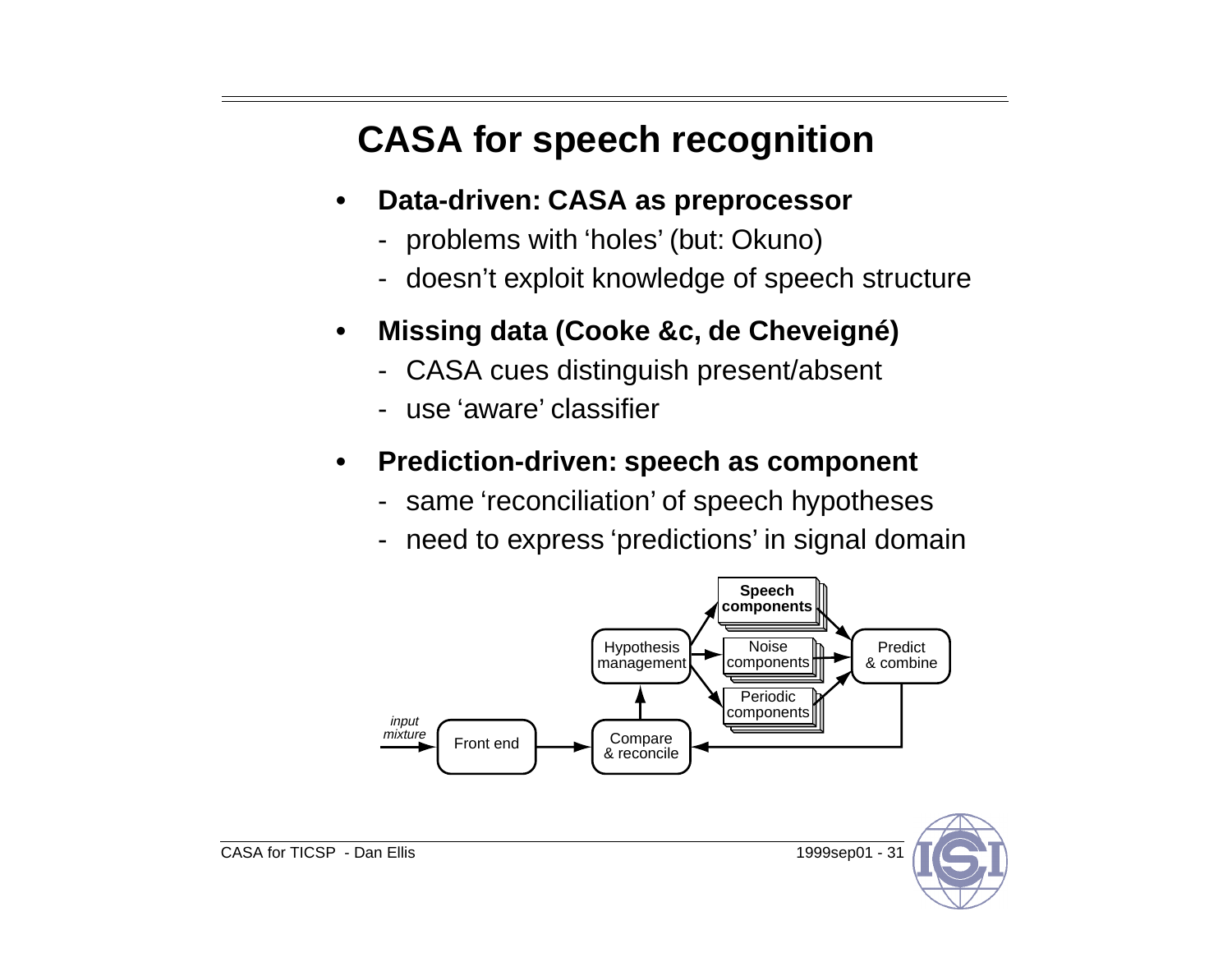# CASA for speech recognition

- **Data-driven: CASA as preprocessor**
  - problems with 'holes' (but: Okuno)
  - doesn't exploit knowledge of speech structure
- **Missing data (Cooke &c, de Cheveigné)**
  - CASA cues distinguish present/absent
  - use 'aware' classifier
- **Prediction-driven: speech as component**
  - same 'reconciliation' of speech hypotheses
  - need to express 'predictions' in signal domain

*input mixture* → Front end → Compare & reconcile → Hypothesis management → **Speech components** / Noise components / Periodic components → Predict & combine → Compare & reconcile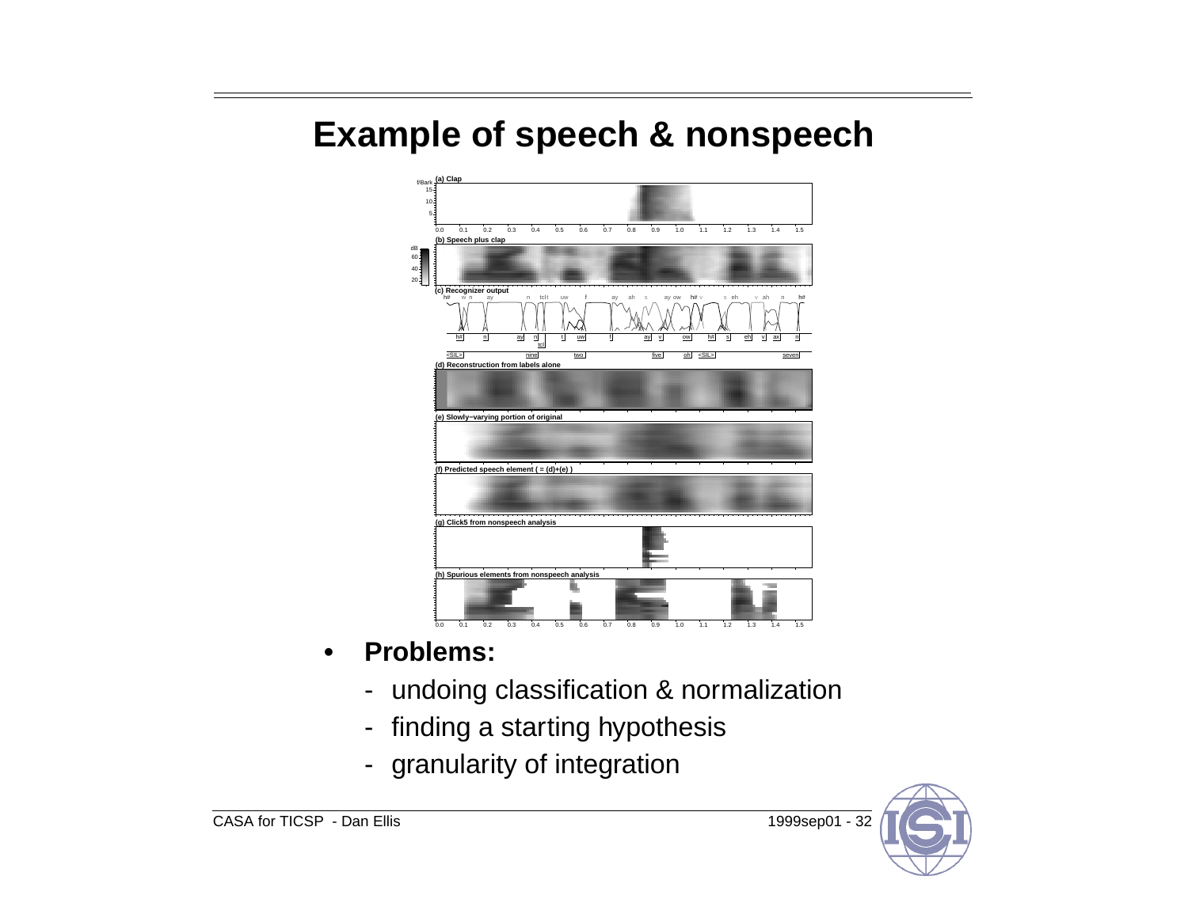# Example of speech & nonspeech

- **Problems:**
  - undoing classification & normalization
  - finding a starting hypothesis
  - granularity of integration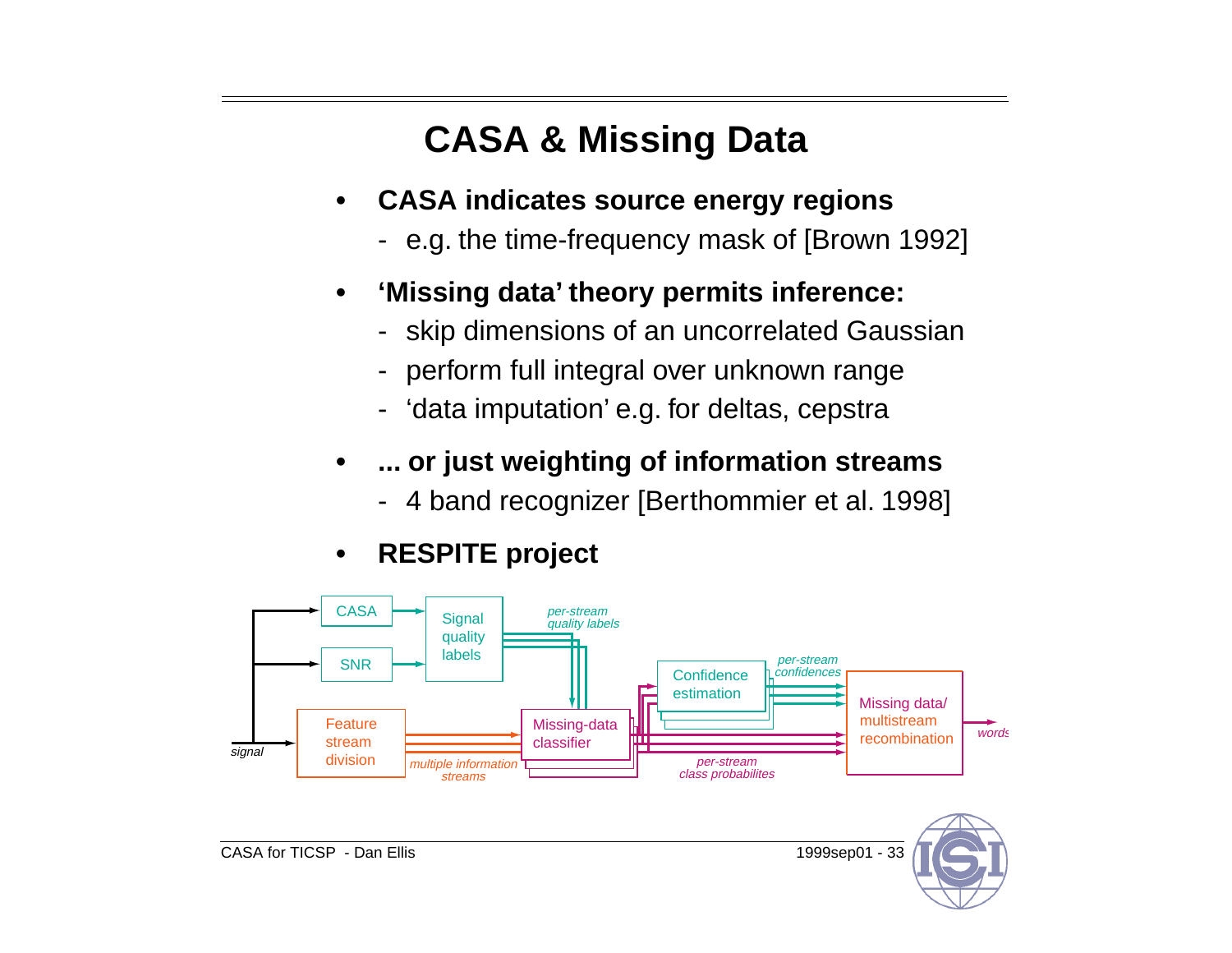# CASA & Missing Data

- **CASA indicates source energy regions**
  - e.g. the time-frequency mask of [Brown 1992]
- **'Missing data' theory permits inference:**
  - skip dimensions of an uncorrelated Gaussian
  - perform full integral over unknown range
  - 'data imputation' e.g. for deltas, cepstra
- **... or just weighting of information streams**
  - 4 band recognizer [Berthommier et al. 1998]
- **RESPITE project**

signal → CASA, SNR, Feature stream division

CASA, SNR → Signal quality labels → *per-stream quality labels* → Missing-data classifier

Feature stream division → *multiple information streams* → Missing-data classifier

Missing-data classifier → Confidence estimation → *per-stream confidences* → Missing data/ multistream recombination

Missing-data classifier → *per-stream class probabilites* → Missing data/ multistream recombination → *words*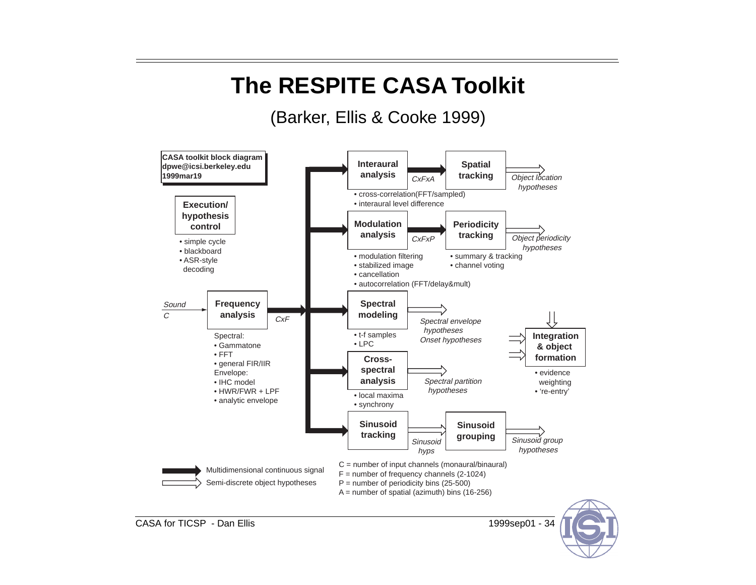# The RESPITE CASA Toolkit

(Barker, Ellis & Cooke 1999)

**CASA toolkit block diagram**
**dpwe@icsi.berkeley.edu**
**1999mar19**

**Execution/ hypothesis control**

- simple cycle
- blackboard
- ASR-style decoding

*Sound*
*C*

**Frequency analysis** → *CxF*

Spectral:
- Gammatone
- FFT
- general FIR/IIR

Envelope:
- IHC model
- HWR/FWR + LPF
- analytic envelope

**Interaural analysis** → *CxFxA* → **Spatial tracking** → *Object location hypotheses*

- cross-correlation(FFT/sampled)
- interaural level difference

**Modulation analysis** → *CxFxP* → **Periodicity tracking** → *Object periodicity hypotheses*

- modulation filtering
- stabilized image
- cancellation
- autocorrelation (FFT/delay&mult)

Periodicity tracking:
- summary & tracking
- channel voting

**Spectral modeling** → *Spectral envelope hypotheses*, *Onset hypotheses*

- t-f samples
- LPC

**Cross-spectral analysis** → *Spectral partition hypotheses*

- local maxima
- synchrony

**Sinusoid tracking** → *Sinusoid hyps* → **Sinusoid grouping** → *Sinusoid group hypotheses*

**Integration & object formation**

- evidence weighting
- 're-entry'

Legend:
- Multidimensional continuous signal (solid arrow)
- Semi-discrete object hypotheses (hollow arrow)

C = number of input channels (monaural/binaural)
F = number of frequency channels (2-1024)
P = number of periodicity bins (25-500)
A = number of spatial (azimuth) bins (16-256)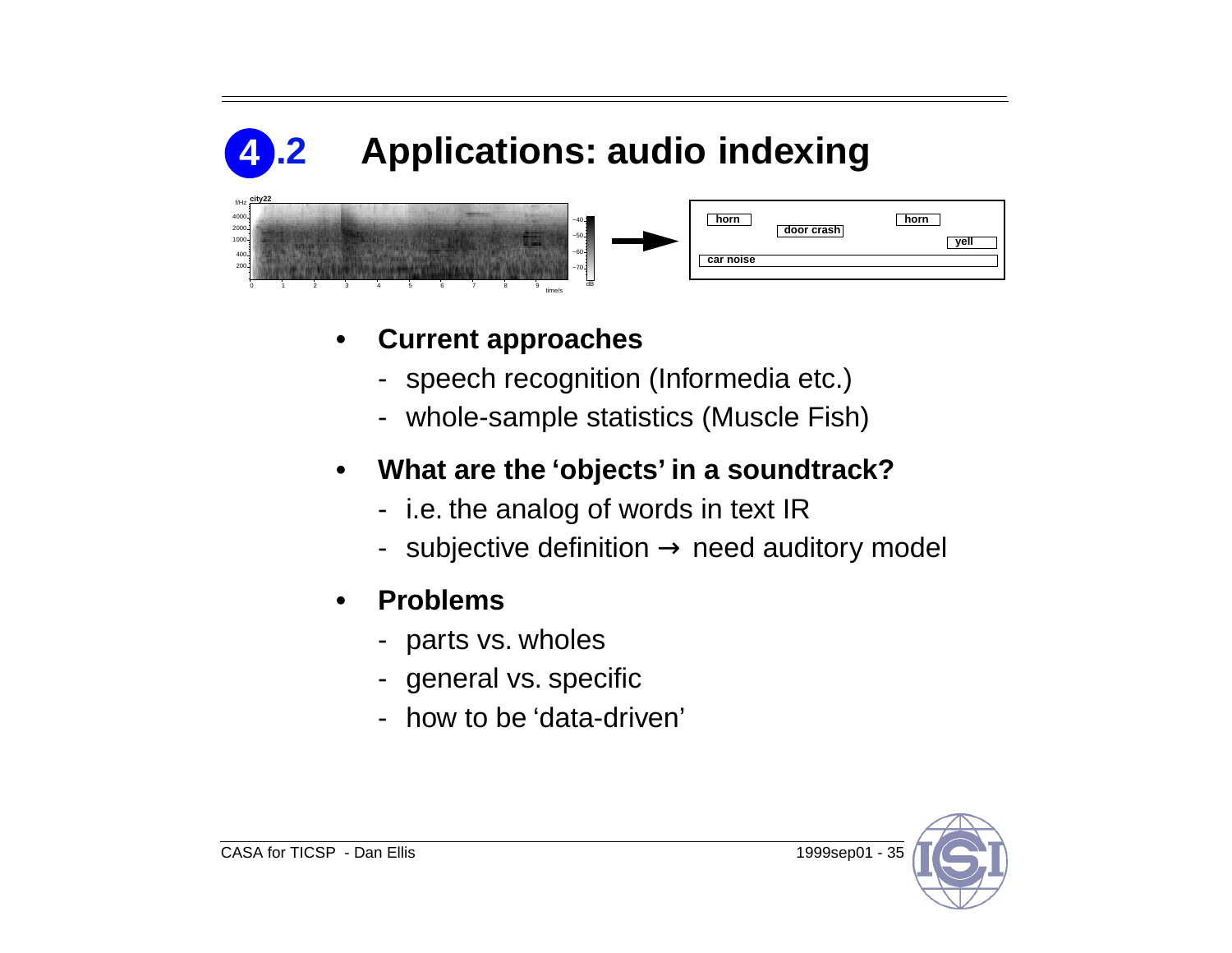## 4.2 Applications: audio indexing

- **Current approaches**
  - speech recognition (Informedia etc.)
  - whole-sample statistics (Muscle Fish)
- **What are the 'objects' in a soundtrack?**
  - i.e. the analog of words in text IR
  - subjective definition → need auditory model
- **Problems**
  - parts vs. wholes
  - general vs. specific
  - how to be 'data-driven'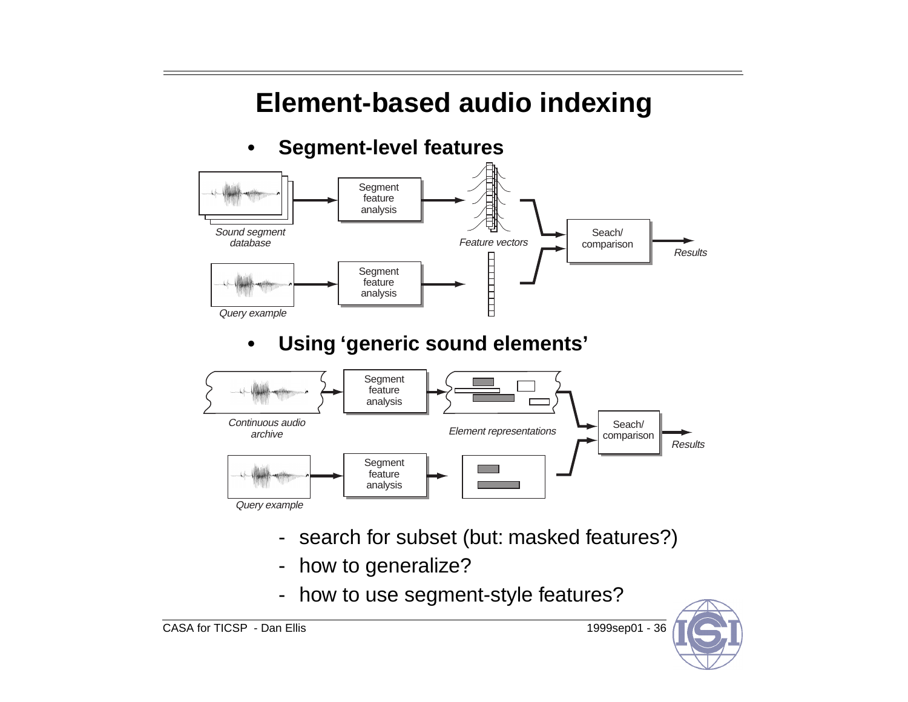# Element-based audio indexing

- **Segment-level features**

Sound segment database → Segment feature analysis → Feature vectors → Seach/comparison → Results

Query example → Segment feature analysis → Feature vectors → Seach/comparison

- **Using 'generic sound elements'**

Continuous audio archive → Segment feature analysis → Element representations → Seach/comparison → Results

Query example → Segment feature analysis → Element representations → Seach/comparison

  - search for subset (but: masked features?)
  - how to generalize?
  - how to use segment-style features?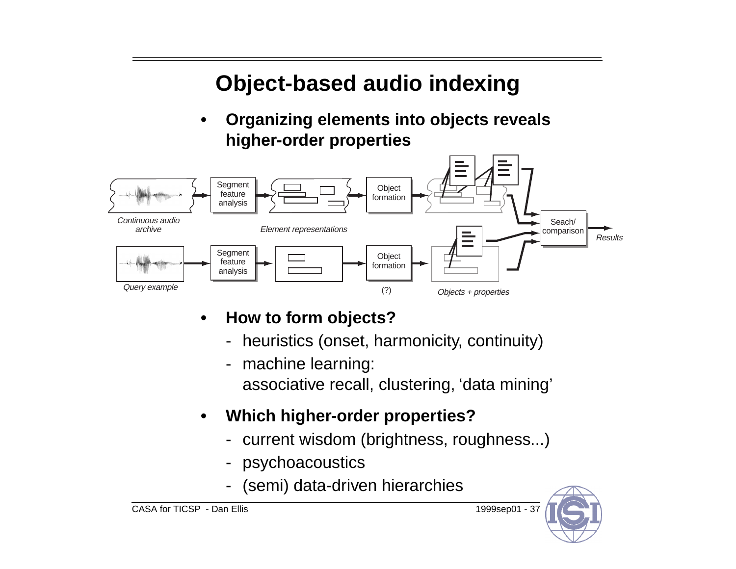# Object-based audio indexing

- **Organizing elements into objects reveals higher-order properties**

Continuous audio archive → Segment feature analysis → Element representations → Object formation → Objects + properties → Seach/ comparison → Results

Query example → Segment feature analysis → Object formation (?) → Objects + properties → Seach/ comparison

- **How to form objects?**
  - heuristics (onset, harmonicity, continuity)
  - machine learning: associative recall, clustering, 'data mining'
- **Which higher-order properties?**
  - current wisdom (brightness, roughness...)
  - psychoacoustics
  - (semi) data-driven hierarchies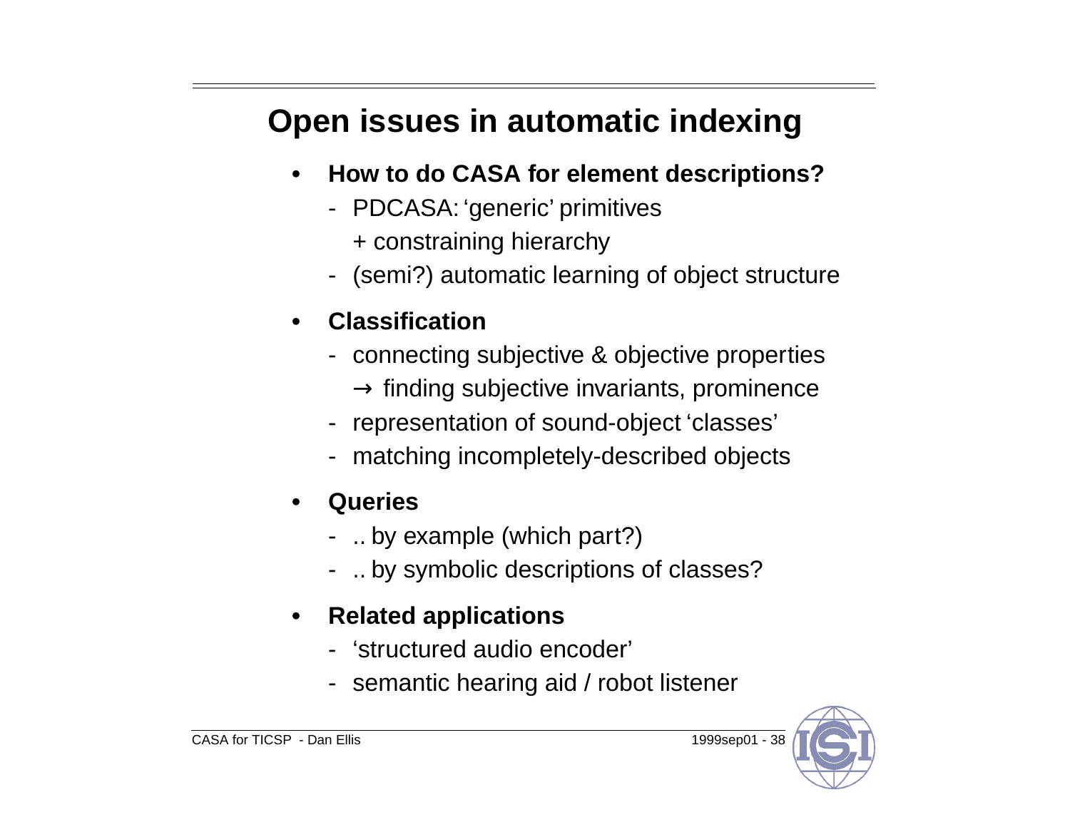# Open issues in automatic indexing

- **How to do CASA for element descriptions?**
  - PDCASA: 'generic' primitives
    + constraining hierarchy
  - (semi?) automatic learning of object structure

- **Classification**
  - connecting subjective & objective properties
    → finding subjective invariants, prominence
  - representation of sound-object 'classes'
  - matching incompletely-described objects

- **Queries**
  - .. by example (which part?)
  - .. by symbolic descriptions of classes?

- **Related applications**
  - 'structured audio encoder'
  - semantic hearing aid / robot listener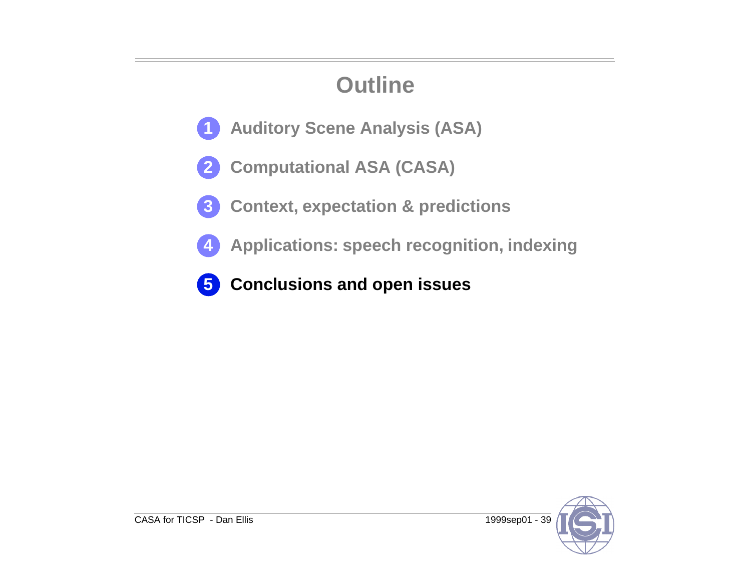# Outline

1. Auditory Scene Analysis (ASA)
2. Computational ASA (CASA)
3. Context, expectation & predictions
4. Applications: speech recognition, indexing
5. **Conclusions and open issues**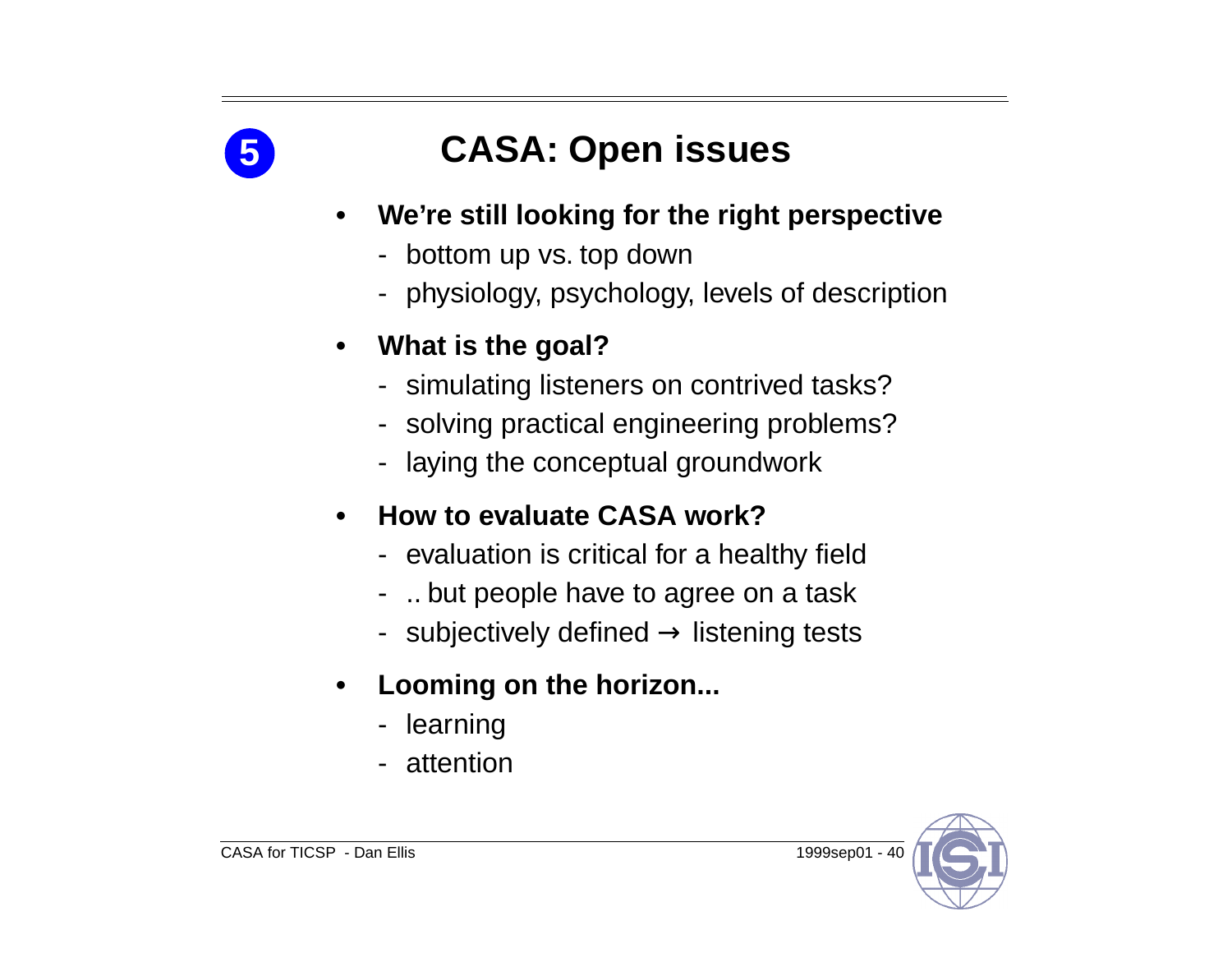## 5 CASA: Open issues

- **We’re still looking for the right perspective**
  - bottom up vs. top down
  - physiology, psychology, levels of description
- **What is the goal?**
  - simulating listeners on contrived tasks?
  - solving practical engineering problems?
  - laying the conceptual groundwork
- **How to evaluate CASA work?**
  - evaluation is critical for a healthy field
  - .. but people have to agree on a task
  - subjectively defined → listening tests
- **Looming on the horizon...**
  - learning
  - attention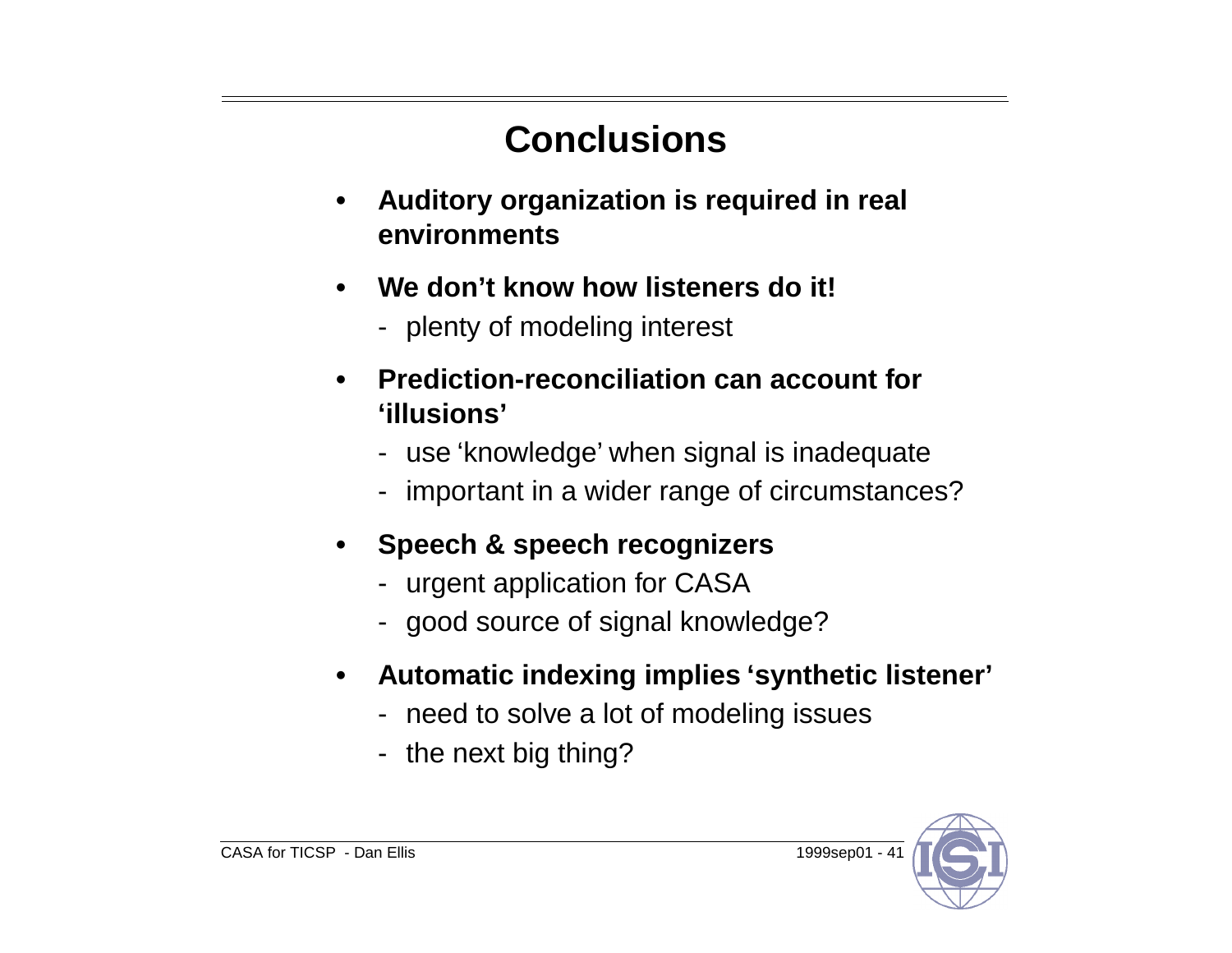# Conclusions

- **Auditory organization is required in real environments**
- **We don't know how listeners do it!**
  - plenty of modeling interest
- **Prediction-reconciliation can account for 'illusions'**
  - use 'knowledge' when signal is inadequate
  - important in a wider range of circumstances?
- **Speech & speech recognizers**
  - urgent application for CASA
  - good source of signal knowledge?
- **Automatic indexing implies 'synthetic listener'**
  - need to solve a lot of modeling issues
  - the next big thing?